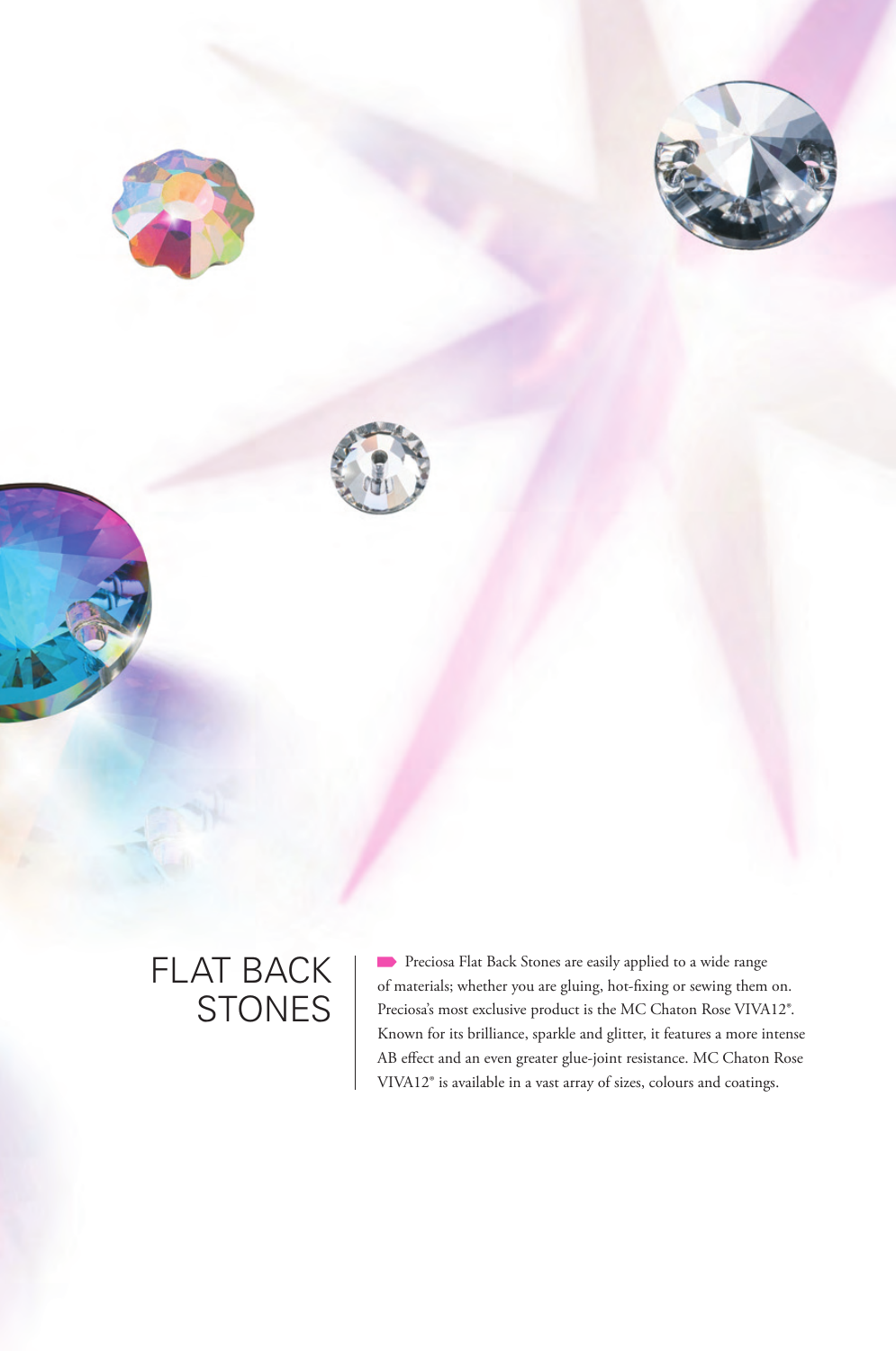# FLAT BACK STONES

Preciosa Flat Back Stones are easily applied to a wide range of materials; whether you are gluing, hot-fixing or sewing them on. Preciosa's most exclusive product is the MC Chaton Rose VIVA12®. Known for its brilliance, sparkle and glitter, it features a more intense AB effect and an even greater glue-joint resistance. MC Chaton Rose VIVA12® is available in a vast array of sizes, colours and coatings.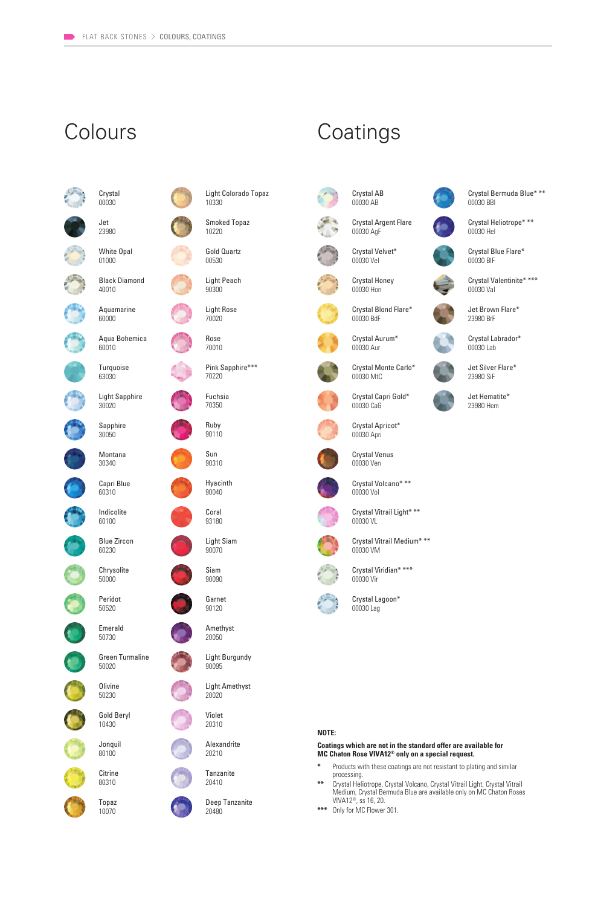# Colours

- Crystal 00030
- Jet 23980
- White Opal 01000
- Black Diamond 40010
- Aquamarine 60000
- Aqua Bohemica 60010
- Turquoise 63030
- Light Sapphire 30020
- Sapphire 30050
- Montana 30340
- Capri Blue 60310
- Indicolite 60100
- Blue Zircon 60230
- Chrysolite 50000
- Peridot 50520
- Emerald 50730
- Green Turmaline 50020
- Olivine 50230
- Gold Beryl 10430
- Jonquil 80100
- Citrine 80310
- Topaz 10070
- Light Colorado Topaz 10330
- Smoked Topaz 10220
- Gold Quartz 00530
- Light Peach 90300
- Light Rose 70020
- Rose 70010
- Pink Sapphire*** 70220
- Fuchsia 70350
- Ruby 90110
- Sun 90310
- Hyacinth 90040
- Coral 93180
- Light Siam 90070
- Siam 90090
- Garnet 90120
- Amethyst 20050
- Light Burgundy 90095
- Light Amethyst 20020
- Violet 20310
- Alexandrite 20210
- Tanzanite 20410
- Deep Tanzanite 20480

# Coatings

- Crystal AB 00030 AB
- Crystal Argent Flare 00030 AgF
- Crystal Velvet* 00030 Vel
- Crystal Honey 00030 Hon
- Crystal Blond Flare* 00030 BdF
- Crystal Aurum* 00030 Aur
- Crystal Monte Carlo* 00030 MtC
- Crystal Capri Gold* 00030 CaG
- Crystal Apricot* 00030 Apri
- Crystal Venus 00030 Ven
- Crystal Volcano* ** 00030 Vol
- Crystal Vitrail Light* ** 00030 VL
- Crystal Vitrail Medium* ** 00030 VM
- Crystal Viridian* *** 00030 Vir
- Crystal Lagoon* 00030 Lag
- Crystal Bermuda Blue* ** 00030 BBl
- Crystal Heliotrope* ** 00030 Hel
- Crystal Blue Flare* 00030 BlF
- Crystal Valentinite* *** 00030 Val
- Jet Brown Flare* 23980 BrF
- Crystal Labrador* 00030 Lab
- Jet Silver Flare* 23980 SiF
- Jet Hematite* 23980 Hem

**NOTE:**

**Coatings which are not in the standard offer are available for MC Chaton Rose VIVA12® only on a special request.**

- \* Products with these coatings are not resistant to plating and similar processing.
- \*\* Crystal Heliotrope, Crystal Volcano, Crystal Vitrail Light, Crystal Vitrail Medium, Crystal Bermuda Blue are available only on MC Chaton Roses VIVA12®, ss 16, 20.
- \*\*\* Only for MC Flower 301.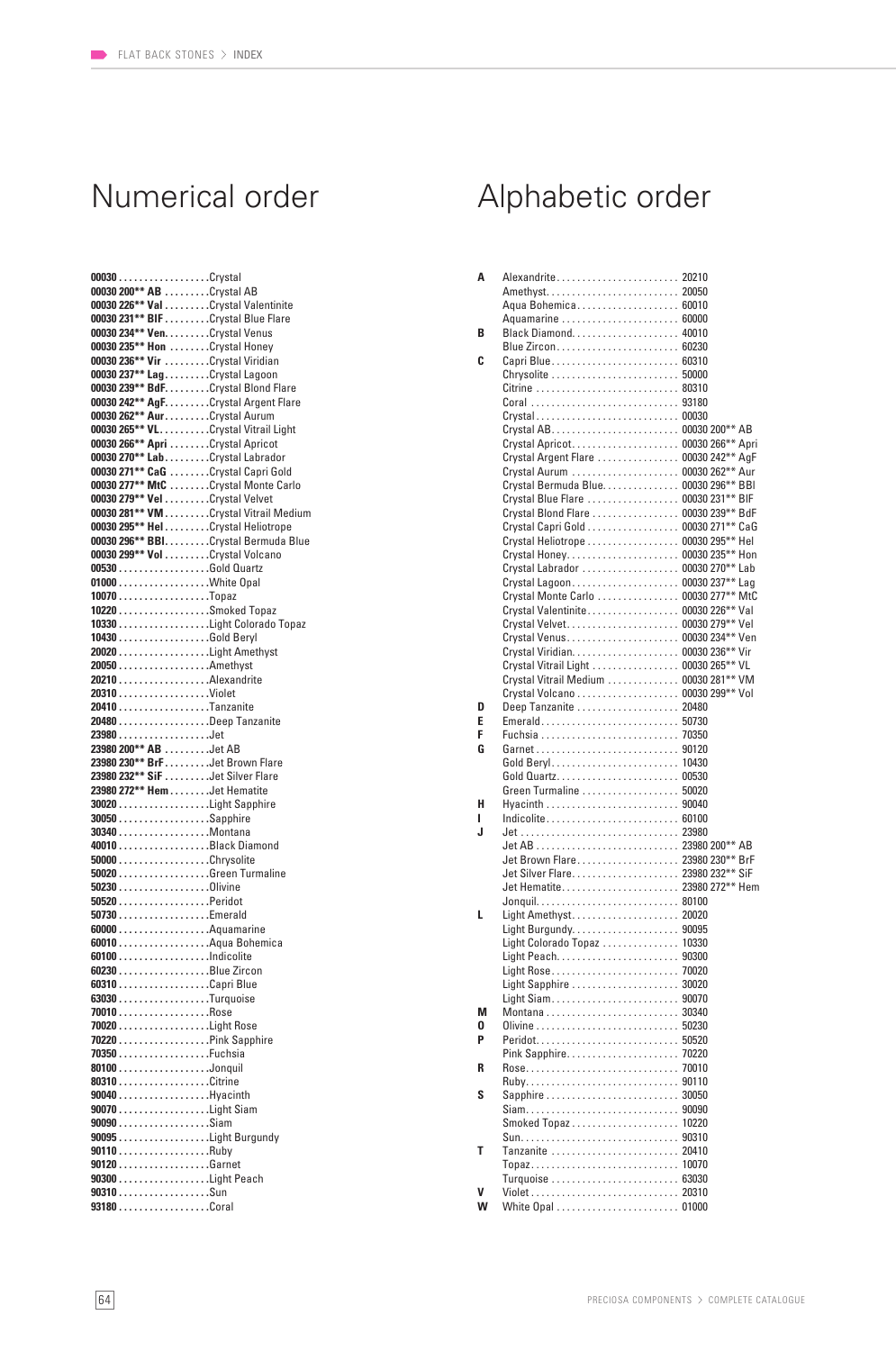FLAT BACK STONES > INDEX

## Numerical order

**00030** .................. Crystal
**00030 200** AB** ......... Crystal AB
**00030 226** Val** ......... Crystal Valentinite
**00030 231** BlF** ......... Crystal Blue Flare
**00030 234** Ven.** ......... Crystal Venus
**00030 235** Hon** ......... Crystal Honey
**00030 236** Vir** ......... Crystal Viridian
**00030 237** Lag** ......... Crystal Lagoon
**00030 239** BdF.** ......... Crystal Blond Flare
**00030 242** AgF.** ......... Crystal Argent Flare
**00030 262** Aur** ......... Crystal Aurum
**00030 265** VL** ......... Crystal Vitrail Light
**00030 266** Apri** ......... Crystal Apricot
**00030 270** Lab** ......... Crystal Labrador
**00030 271** CaG** ......... Crystal Capri Gold
**00030 277** MtC** ......... Crystal Monte Carlo
**00030 279** Vel** ......... Crystal Velvet
**00030 281** VM** ......... Crystal Vitrail Medium
**00030 295** Hel** ......... Crystal Heliotrope
**00030 296** BBl.** ......... Crystal Bermuda Blue
**00030 299** Vol** ......... Crystal Volcano
**00530** .................. Gold Quartz
**01000** .................. White Opal
**10070** .................. Topaz
**10220** .................. Smoked Topaz
**10330** .................. Light Colorado Topaz
**10430** .................. Gold Beryl
**20020** .................. Light Amethyst
**20050** .................. Amethyst
**20210** .................. Alexandrite
**20310** .................. Violet
**20410** .................. Tanzanite
**20480** .................. Deep Tanzanite
**23980** .................. Jet
**23980 200** AB** ......... Jet AB
**23980 230** BrF** ......... Jet Brown Flare
**23980 232** SiF** ......... Jet Silver Flare
**23980 272** Hem** ......... Jet Hematite
**30020** .................. Light Sapphire
**30050** .................. Sapphire
**30340** .................. Montana
**40010** .................. Black Diamond
**50000** .................. Chrysolite
**50020** .................. Green Turmaline
**50230** .................. Olivine
**50520** .................. Peridot
**50730** .................. Emerald
**60000** .................. Aquamarine
**60010** .................. Aqua Bohemica
**60100** .................. Indicolite
**60230** .................. Blue Zircon
**60310** .................. Capri Blue
**63030** .................. Turquoise
**70010** .................. Rose
**70020** .................. Light Rose
**70220** .................. Pink Sapphire
**70350** .................. Fuchsia
**80100** .................. Jonquil
**80310** .................. Citrine
**90040** .................. Hyacinth
**90070** .................. Light Siam
**90090** .................. Siam
**90095** .................. Light Burgundy
**90110** .................. Ruby
**90120** .................. Garnet
**90300** .................. Light Peach
**90310** .................. Sun
**93180** .................. Coral

## Alphabetic order

**A**
Alexandrite .................. 20210
Amethyst .................. 20050
Aqua Bohemica .................. 60010
Aquamarine .................. 60000

**B**
Black Diamond .................. 40010
Blue Zircon .................. 60230

**C**
Capri Blue .................. 60310
Chrysolite .................. 50000
Citrine .................. 80310
Coral .................. 93180
Crystal .................. 00030
Crystal AB .................. 00030 200** AB
Crystal Apricot .................. 00030 266** Apri
Crystal Argent Flare .................. 00030 242** AgF
Crystal Aurum .................. 00030 262** Aur
Crystal Bermuda Blue .................. 00030 296** BBl
Crystal Blue Flare .................. 00030 231** BlF
Crystal Blond Flare .................. 00030 239** BdF
Crystal Capri Gold .................. 00030 271** CaG
Crystal Heliotrope .................. 00030 295** Hel
Crystal Honey .................. 00030 235** Hon
Crystal Labrador .................. 00030 270** Lab
Crystal Lagoon .................. 00030 237** Lag
Crystal Monte Carlo .................. 00030 277** MtC
Crystal Valentinite .................. 00030 226** Val
Crystal Velvet .................. 00030 279** Vel
Crystal Venus .................. 00030 234** Ven
Crystal Viridian .................. 00030 236** Vir
Crystal Vitrail Light .................. 00030 265** VL
Crystal Vitrail Medium .................. 00030 281** VM
Crystal Volcano .................. 00030 299** Vol

**D**
Deep Tanzanite .................. 20480

**E**
Emerald .................. 50730

**F**
Fuchsia .................. 70350

**G**
Garnet .................. 90120
Gold Beryl .................. 10430
Gold Quartz .................. 00530
Green Turmaline .................. 50020

**H**
Hyacinth .................. 90040

**I**
Indicolite .................. 60100

**J**
Jet .................. 23980
Jet AB .................. 23980 200** AB
Jet Brown Flare .................. 23980 230** BrF
Jet Silver Flare .................. 23980 232** SiF
Jet Hematite .................. 23980 272** Hem
Jonquil .................. 80100

**L**
Light Amethyst .................. 20020
Light Burgundy .................. 90095
Light Colorado Topaz .................. 10330
Light Peach .................. 90300
Light Rose .................. 70020
Light Sapphire .................. 30020
Light Siam .................. 90070

**M**
Montana .................. 30340

**O**
Olivine .................. 50230

**P**
Peridot .................. 50520
Pink Sapphire .................. 70220

**R**
Rose .................. 70010
Ruby .................. 90110

**S**
Sapphire .................. 30050
Siam .................. 90090
Smoked Topaz .................. 10220
Sun .................. 90310

**T**
Tanzanite .................. 20410
Topaz .................. 10070
Turquoise .................. 63030

**V**
Violet .................. 20310

**W**
White Opal .................. 01000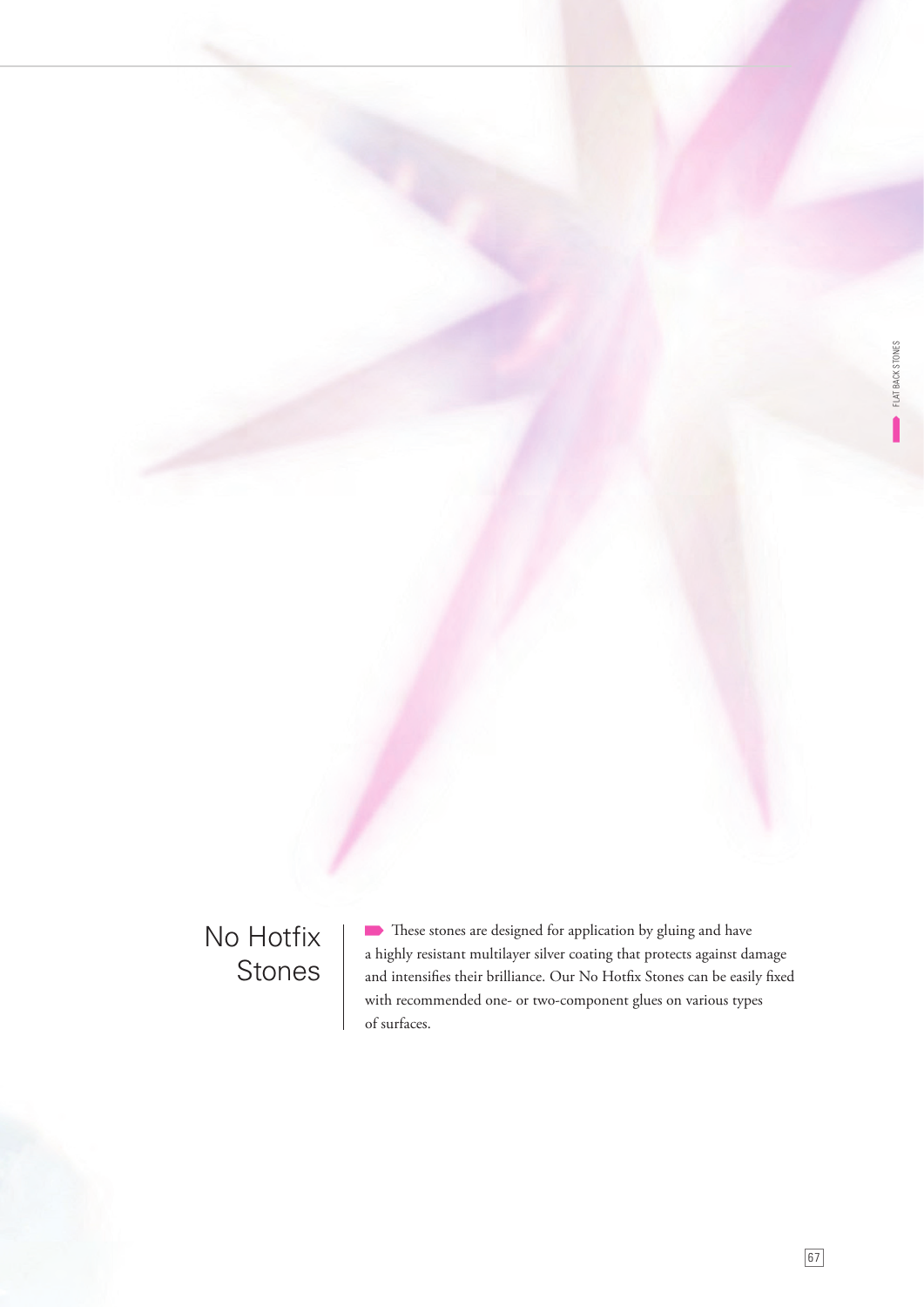# No Hotfix Stones

These stones are designed for application by gluing and have a highly resistant multilayer silver coating that protects against damage and intensifies their brilliance. Our No Hotfix Stones can be easily fixed with recommended one- or two-component glues on various types of surfaces.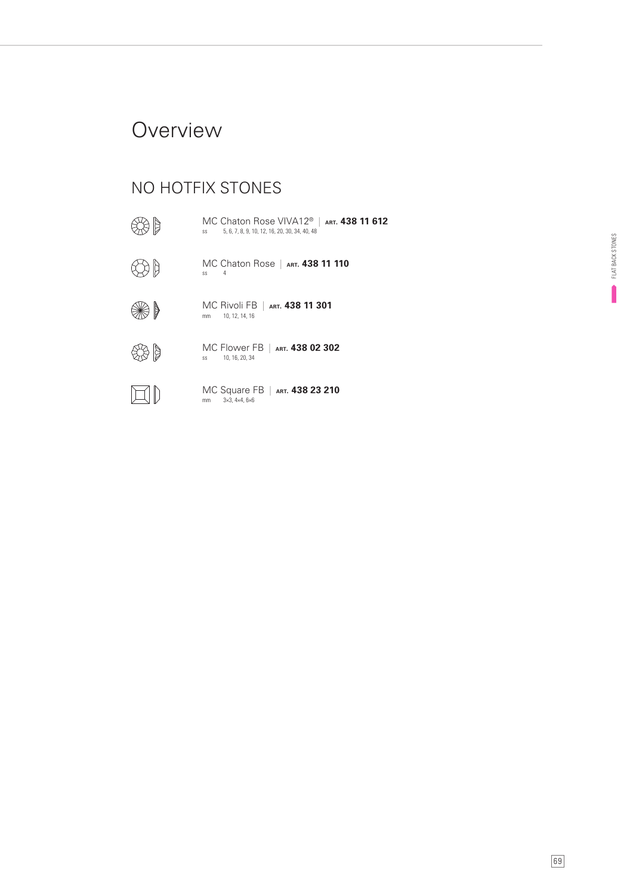# Overview

## NO HOTFIX STONES

MC Chaton Rose VIVA12® | **ART. 438 11 612**
ss 5, 6, 7, 8, 9, 10, 12, 16, 20, 30, 34, 40, 48

MC Chaton Rose | **ART. 438 11 110**
ss 4

MC Rivoli FB | **ART. 438 11 301**
mm 10, 12, 14, 16

MC Flower FB | **ART. 438 02 302**
ss 10, 16, 20, 34

MC Square FB | **ART. 438 23 210**
mm 3×3, 4×4, 6×6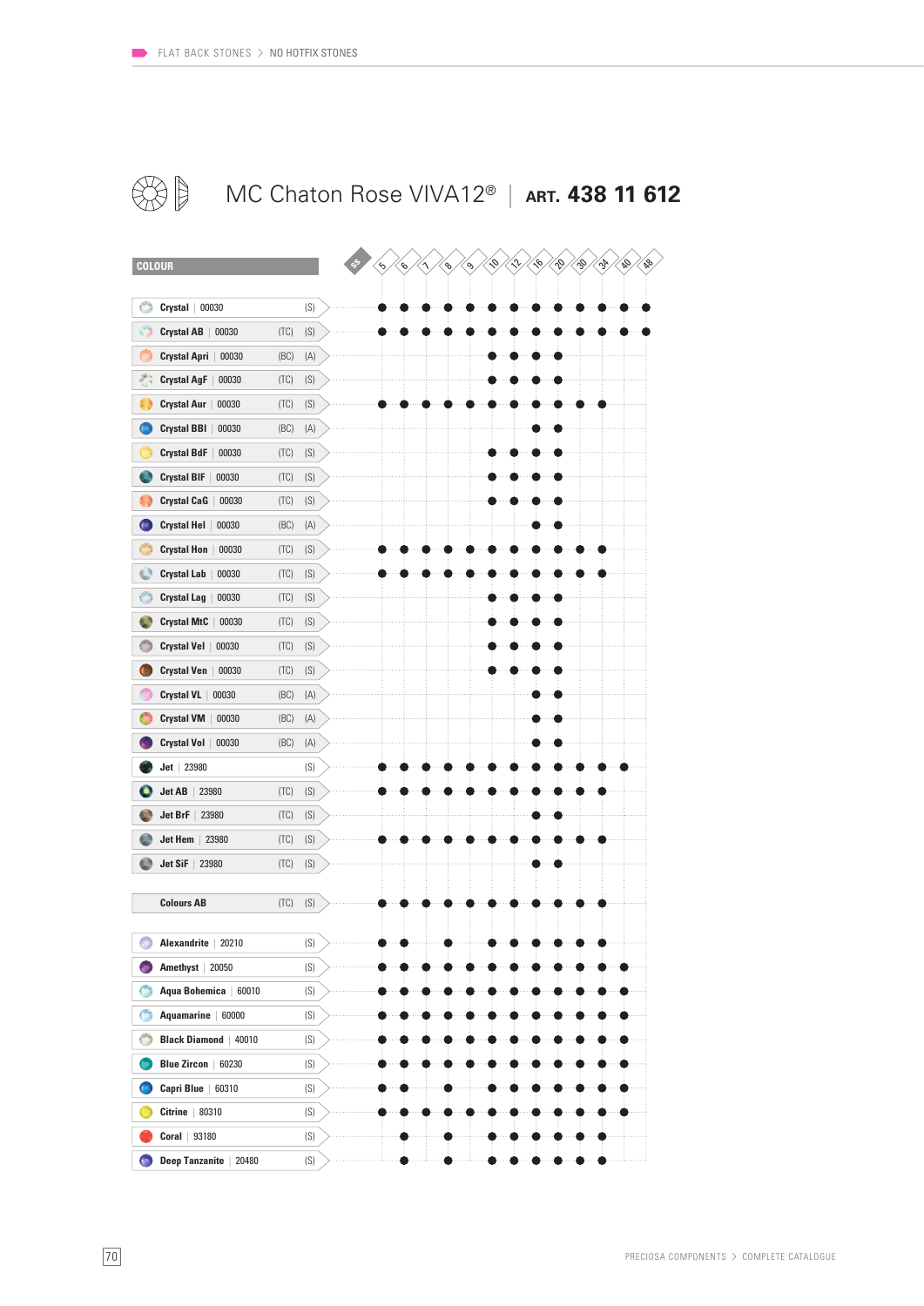# MC Chaton Rose VIVA12® | ART. 438 11 612

| COLOUR | | | 5 | 6 | 7 | 8 | 9 | 10 | 12 | 16 | 20 | 30 | 34 | 40 | 48 |
|---|---|---|---|---|---|---|---|---|---|---|---|---|---|---|---|
| **Crystal** 00030 | | (S) | ● | ● | ● | ● | ● | ● | ● | ● | ● | ● | ● | ● | ● |
| **Crystal AB** 00030 | (TC) | (S) | ● | ● | ● | ● | ● | ● | ● | ● | ● | ● | ● | ● | ● |
| **Crystal Apri** 00030 | (BC) | (A) | | | | | | ● | ● | ● | ● | | | | |
| **Crystal AgF** 00030 | (TC) | (S) | | | | | | ● | ● | ● | ● | | | | |
| **Crystal Aur** 00030 | (TC) | (S) | ● | ● | ● | ● | ● | ● | ● | ● | ● | ● | ● | | |
| **Crystal BBl** 00030 | (BC) | (A) | | | | | | | | ● | ● | | | | |
| **Crystal BdF** 00030 | (TC) | (S) | | | | | | ● | ● | ● | ● | | | | |
| **Crystal BlF** 00030 | (TC) | (S) | | | | | | ● | ● | ● | ● | | | | |
| **Crystal CaG** 00030 | (TC) | (S) | | | | | | ● | ● | ● | ● | | | | |
| **Crystal Hel** 00030 | (BC) | (A) | | | | | | | | ● | ● | | | | |
| **Crystal Hon** 00030 | (TC) | (S) | ● | ● | ● | ● | ● | ● | ● | ● | ● | ● | ● | | |
| **Crystal Lab** 00030 | (TC) | (S) | ● | ● | ● | ● | ● | ● | ● | ● | ● | ● | ● | | |
| **Crystal Lag** 00030 | (TC) | (S) | | | | | | ● | ● | ● | ● | | | | |
| **Crystal MtC** 00030 | (TC) | (S) | | | | | | ● | ● | ● | ● | | | | |
| **Crystal Vel** 00030 | (TC) | (S) | | | | | | ● | ● | ● | ● | | | | |
| **Crystal Ven** 00030 | (TC) | (S) | | | | | | ● | ● | ● | ● | | | | |
| **Crystal VL** 00030 | (BC) | (A) | | | | | | | | ● | ● | | | | |
| **Crystal VM** 00030 | (BC) | (A) | | | | | | | | ● | ● | | | | |
| **Crystal Vol** 00030 | (BC) | (A) | | | | | | | | ● | ● | | | | |
| **Jet** 23980 | | (S) | ● | ● | ● | ● | ● | ● | ● | ● | ● | ● | ● | ● | |
| **Jet AB** 23980 | (TC) | (S) | ● | ● | ● | ● | ● | ● | ● | ● | ● | ● | ● | | |
| **Jet BrF** 23980 | (TC) | (S) | | | | | | | | ● | ● | | | | |
| **Jet Hem** 23980 | (TC) | (S) | ● | ● | ● | ● | ● | ● | ● | ● | ● | ● | ● | | |
| **Jet SiF** 23980 | (TC) | (S) | | | | | | | | ● | ● | | | | |
| **Colours AB** | (TC) | (S) | ● | ● | ● | ● | ● | ● | ● | ● | ● | ● | | | |
| **Alexandrite** 20210 | | (S) | ● | ● | | ● | | ● | ● | ● | ● | ● | ● | | |
| **Amethyst** 20050 | | (S) | ● | ● | ● | ● | ● | ● | ● | ● | ● | ● | ● | ● | |
| **Aqua Bohemica** 60010 | | (S) | ● | ● | ● | ● | ● | ● | ● | ● | ● | ● | ● | ● | |
| **Aquamarine** 60000 | | (S) | ● | ● | ● | ● | ● | ● | ● | ● | ● | ● | ● | ● | |
| **Black Diamond** 40010 | | (S) | ● | ● | ● | ● | ● | ● | ● | ● | ● | ● | ● | ● | |
| **Blue Zircon** 60230 | | (S) | ● | ● | ● | ● | ● | ● | ● | ● | ● | ● | ● | ● | |
| **Capri Blue** 60310 | | (S) | ● | ● | | ● | | ● | ● | ● | ● | ● | ● | ● | |
| **Citrine** 80310 | | (S) | ● | ● | ● | ● | ● | ● | ● | ● | ● | ● | ● | ● | |
| **Coral** 93180 | | (S) | | ● | | ● | | ● | ● | ● | ● | ● | ● | | |
| **Deep Tanzanite** 20480 | | (S) | | ● | | ● | | ● | ● | ● | ● | ● | ● | | |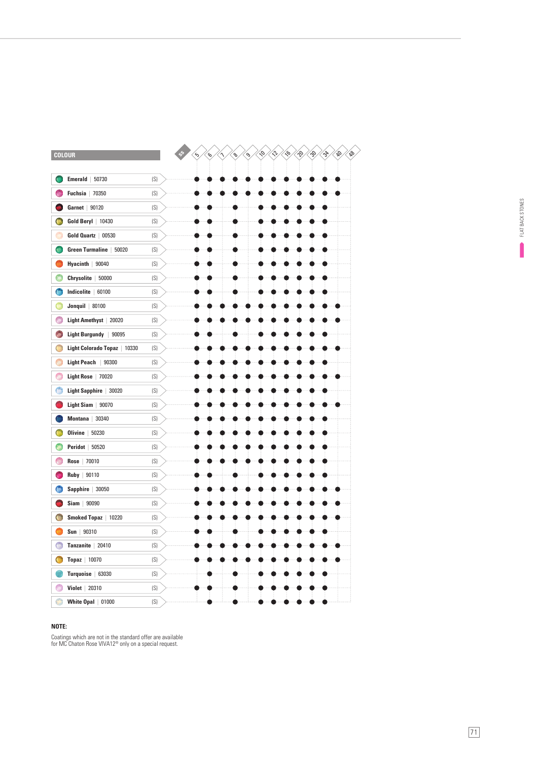| COLOUR | | SS 5 | 6 | 7 | 8 | 9 | 10 | 12 | 16 | 20 | 30 | 34 | 40 | 48 |
|---|---|---|---|---|---|---|---|---|---|---|---|---|---|---|
| Emerald \| 50730 | (S) | ● | ● | ● | ● | ● | ● | ● | ● | ● | ● | ● | ● | |
| Fuchsia \| 70350 | (S) | ● | ● | ● | ● | ● | ● | ● | ● | ● | ● | ● | ● | |
| Garnet \| 90120 | (S) | ● | ● | | ● | | ● | ● | ● | ● | ● | ● | | |
| Gold Beryl \| 10430 | (S) | ● | ● | | ● | | ● | ● | ● | ● | ● | ● | | |
| Gold Quartz \| 00530 | (S) | ● | ● | | ● | | ● | ● | ● | ● | ● | ● | | |
| Green Turmaline \| 50020 | (S) | ● | ● | | ● | | ● | ● | ● | ● | ● | ● | | |
| Hyacinth \| 90040 | (S) | ● | ● | | ● | | ● | ● | ● | ● | ● | ● | | |
| Chrysolite \| 50000 | (S) | ● | ● | | ● | | ● | ● | ● | ● | ● | ● | | |
| Indicolite \| 60100 | (S) | ● | ● | | ● | | ● | ● | ● | ● | ● | ● | | |
| Jonquil \| 80100 | (S) | ● | ● | ● | ● | ● | ● | ● | ● | ● | ● | ● | ● | |
| Light Amethyst \| 20020 | (S) | ● | ● | ● | ● | ● | ● | ● | ● | ● | ● | ● | ● | |
| Light Burgundy \| 90095 | (S) | ● | ● | | ● | | ● | ● | ● | ● | ● | ● | | |
| Light Colorado Topaz \| 10330 | (S) | ● | ● | ● | ● | ● | ● | ● | ● | ● | ● | ● | ● | |
| Light Peach \| 90300 | (S) | ● | ● | ● | ● | ● | ● | ● | ● | ● | ● | ● | | |
| Light Rose \| 70020 | (S) | ● | ● | ● | ● | ● | ● | ● | ● | ● | ● | ● | ● | |
| Light Sapphire \| 30020 | (S) | ● | ● | ● | ● | ● | ● | ● | ● | ● | ● | ● | | |
| Light Siam \| 90070 | (S) | ● | ● | ● | ● | ● | ● | ● | ● | ● | ● | ● | ● | |
| Montana \| 30340 | (S) | ● | ● | ● | ● | ● | ● | ● | ● | ● | ● | ● | | |
| Olivine \| 50230 | (S) | ● | ● | ● | ● | ● | ● | ● | ● | ● | ● | ● | | |
| Peridot \| 50520 | (S) | ● | ● | ● | ● | ● | ● | ● | ● | ● | ● | ● | | |
| Rose \| 70010 | (S) | ● | ● | ● | ● | ● | ● | ● | ● | ● | ● | ● | | |
| Ruby \| 90110 | (S) | ● | ● | | ● | | ● | ● | ● | ● | ● | ● | | |
| Sapphire \| 30050 | (S) | ● | ● | ● | ● | ● | ● | ● | ● | ● | ● | ● | ● | |
| Siam \| 90090 | (S) | ● | ● | ● | ● | ● | ● | ● | ● | ● | ● | ● | ● | |
| Smoked Topaz \| 10220 | (S) | ● | ● | ● | ● | ● | ● | ● | ● | ● | ● | ● | ● | |
| Sun \| 90310 | (S) | ● | ● | | ● | | ● | ● | ● | ● | ● | ● | | |
| Tanzanite \| 20410 | (S) | ● | ● | ● | ● | ● | ● | ● | ● | ● | ● | ● | ● | |
| Topaz \| 10070 | (S) | ● | ● | ● | ● | ● | ● | ● | ● | ● | ● | ● | ● | |
| Turquoise \| 63030 | (S) | | ● | | ● | | ● | ● | ● | ● | ● | ● | | |
| Violet \| 20310 | (S) | ● | ● | | ● | | ● | ● | ● | ● | ● | ● | | |
| White Opal \| 01000 | (S) | | ● | | ● | | ● | ● | ● | ● | ● | ● | | |

**NOTE:**

Coatings which are not in the standard offer are available for MC Chaton Rose VIVA12® only on a special request.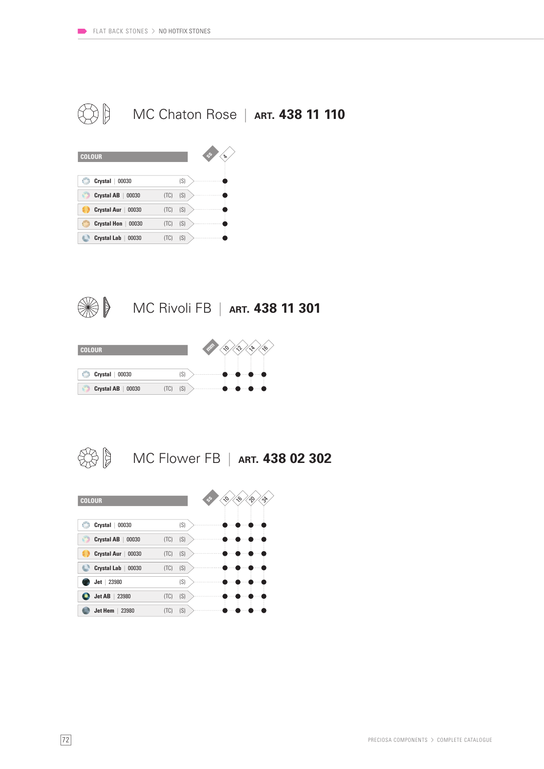## MC Chaton Rose | ART. 438 11 110

| COLOUR | | | SS 4 |
|---|---|---|---|
| Crystal \| 00030 | | (S) | ● |
| Crystal AB \| 00030 | (TC) | (S) | ● |
| Crystal Aur \| 00030 | (TC) | (S) | ● |
| Crystal Hon \| 00030 | (TC) | (S) | ● |
| Crystal Lab \| 00030 | (TC) | (S) | ● |

## MC Rivoli FB | ART. 438 11 301

| COLOUR | | | mm 10 | 12 | 14 | 16 |
|---|---|---|---|---|---|---|
| Crystal \| 00030 | | (S) | ● | ● | ● | ● |
| Crystal AB \| 00030 | (TC) | (S) | ● | ● | ● | ● |

## MC Flower FB | ART. 438 02 302

| COLOUR | | | SS 10 | 16 | 20 | 34 |
|---|---|---|---|---|---|---|
| Crystal \| 00030 | | (S) | ● | ● | ● | ● |
| Crystal AB \| 00030 | (TC) | (S) | ● | ● | ● | ● |
| Crystal Aur \| 00030 | (TC) | (S) | ● | ● | ● | ● |
| Crystal Lab \| 00030 | (TC) | (S) | ● | ● | ● | ● |
| Jet \| 23980 | | (S) | ● | ● | ● | ● |
| Jet AB \| 23980 | (TC) | (S) | ● | ● | ● | ● |
| Jet Hem \| 23980 | (TC) | (S) | ● | ● | ● | ● |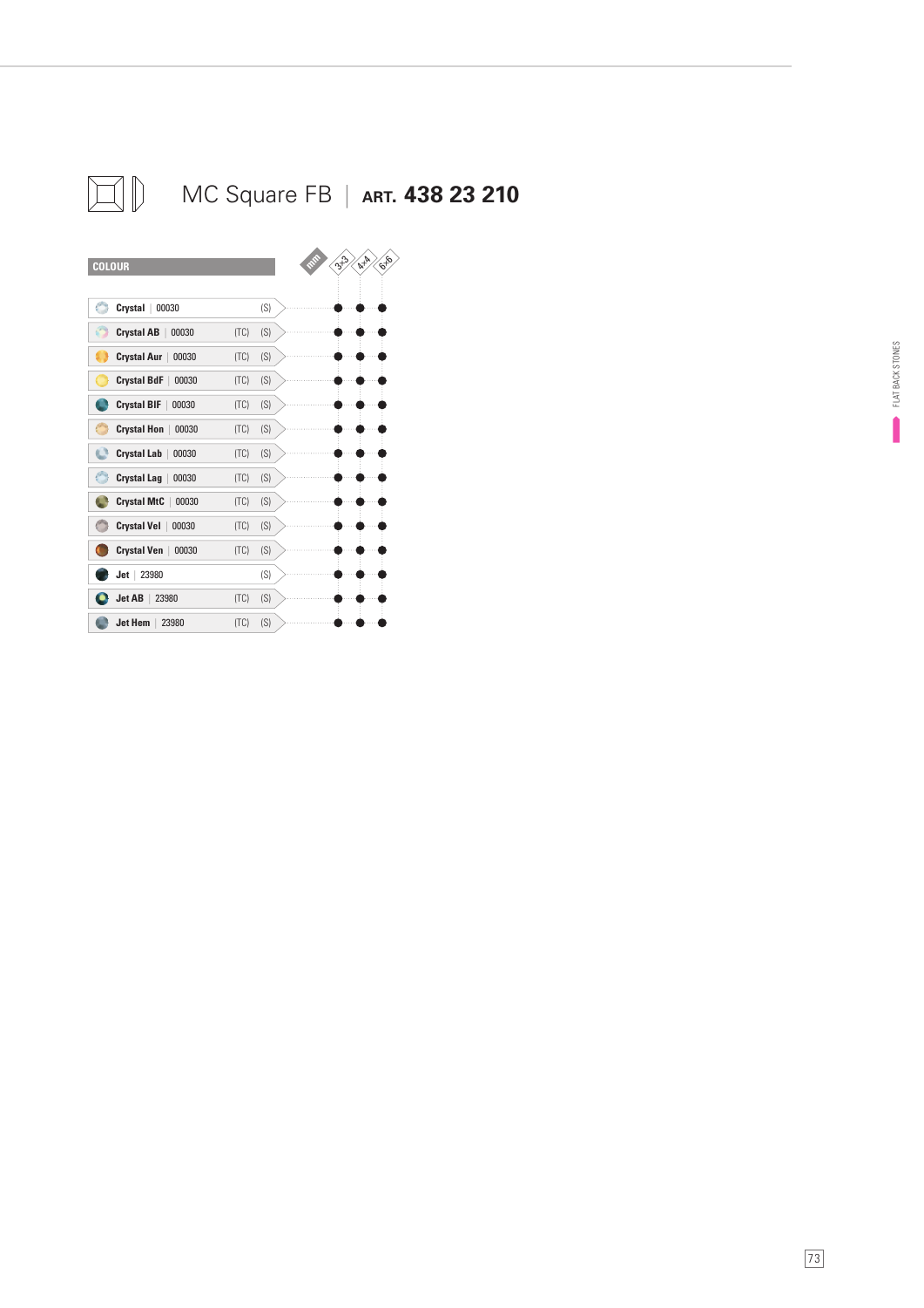# MC Square FB | ART. 438 23 210

| COLOUR | | | 3×3 | 4×4 | 6×6 |
|---|---|---|---|---|---|
| **Crystal** \| 00030 | | (S) | ● | ● | ● |
| **Crystal AB** \| 00030 | (TC) | (S) | ● | ● | ● |
| **Crystal Aur** \| 00030 | (TC) | (S) | ● | ● | ● |
| **Crystal BdF** \| 00030 | (TC) | (S) | ● | ● | ● |
| **Crystal BIF** \| 00030 | (TC) | (S) | ● | ● | ● |
| **Crystal Hon** \| 00030 | (TC) | (S) | ● | ● | ● |
| **Crystal Lab** \| 00030 | (TC) | (S) | ● | ● | ● |
| **Crystal Lag** \| 00030 | (TC) | (S) | ● | ● | ● |
| **Crystal MtC** \| 00030 | (TC) | (S) | ● | ● | ● |
| **Crystal Vel** \| 00030 | (TC) | (S) | ● | ● | ● |
| **Crystal Ven** \| 00030 | (TC) | (S) | ● | ● | ● |
| **Jet** \| 23980 | | (S) | ● | ● | ● |
| **Jet AB** \| 23980 | (TC) | (S) | ● | ● | ● |
| **Jet Hem** \| 23980 | (TC) | (S) | ● | ● | ● |

mm

FLAT BACK STONES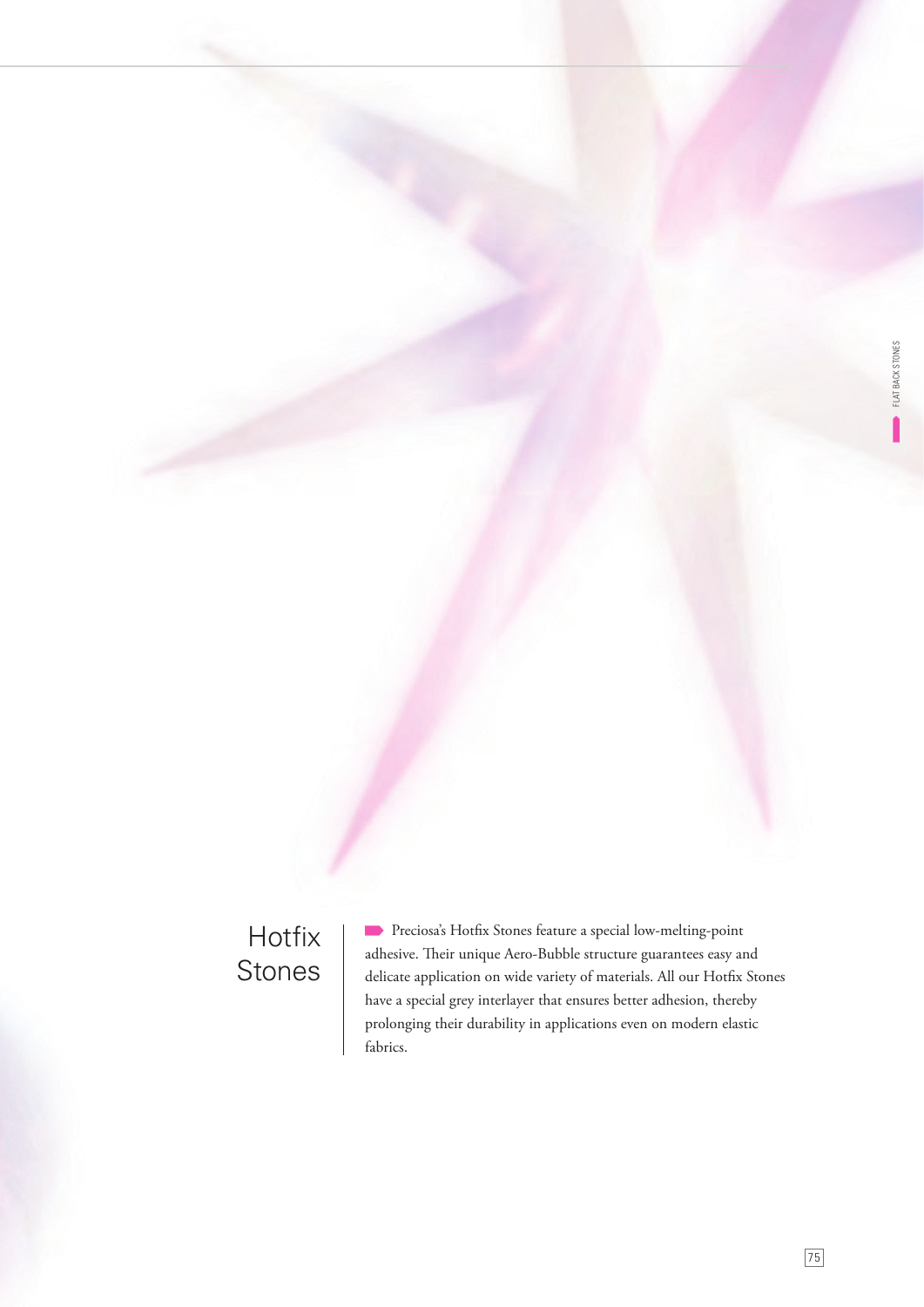# Hotfix Stones

Preciosa's Hotfix Stones feature a special low-melting-point adhesive. Their unique Aero-Bubble structure guarantees easy and delicate application on wide variety of materials. All our Hotfix Stones have a special grey interlayer that ensures better adhesion, thereby prolonging their durability in applications even on modern elastic fabrics.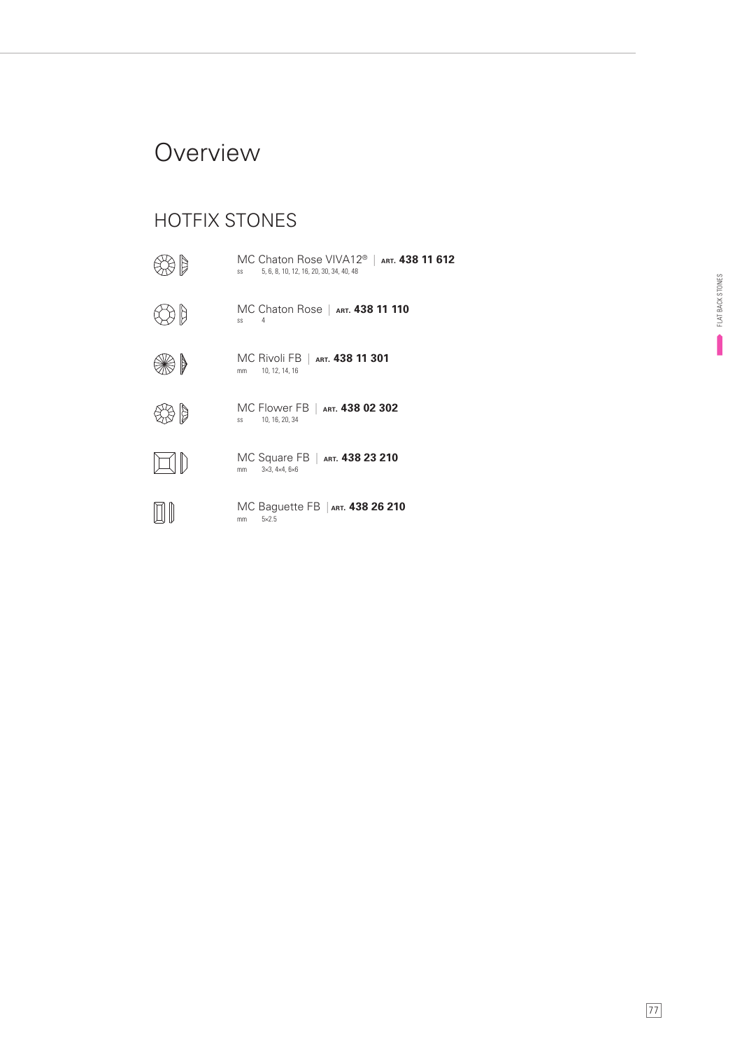# Overview

## HOTFIX STONES

MC Chaton Rose VIVA12® | **ART. 438 11 612**
ss 5, 6, 8, 10, 12, 16, 20, 30, 34, 40, 48

MC Chaton Rose | **ART. 438 11 110**
ss 4

MC Rivoli FB | **ART. 438 11 301**
mm 10, 12, 14, 16

MC Flower FB | **ART. 438 02 302**
ss 10, 16, 20, 34

MC Square FB | **ART. 438 23 210**
mm 3×3, 4×4, 6×6

MC Baguette FB | **ART. 438 26 210**
mm 5×2.5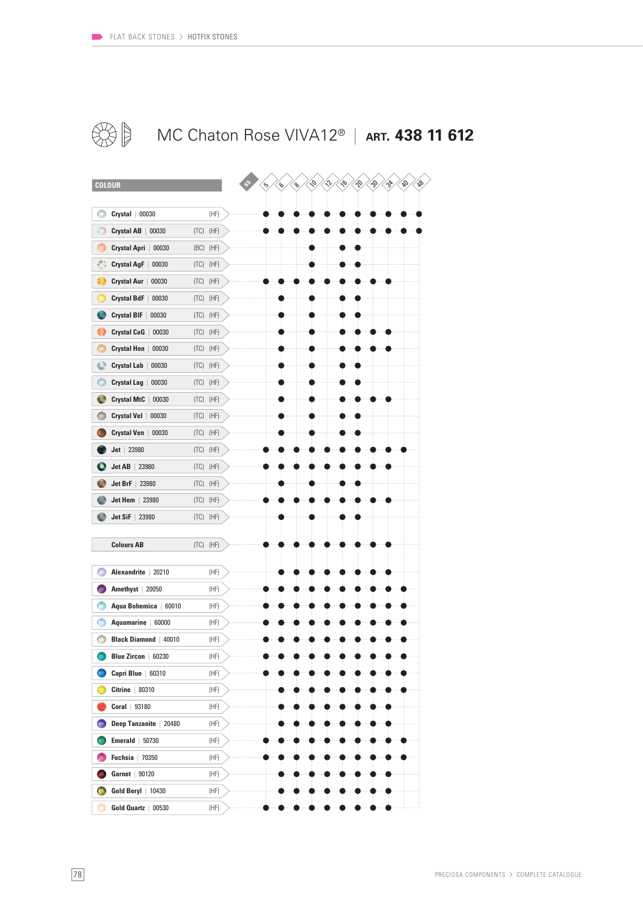# MC Chaton Rose VIVA12® | ART. 438 11 612

| COLOUR | | | | 5 | 6 | 8 | 10 | 12 | 16 | 20 | 30 | 34 | 40 | 48 |
|---|---|---|---|---|---|---|---|---|---|---|---|---|---|---|
| **Crystal** | 00030 | | (HF) | ● | ● | ● | ● | ● | ● | ● | ● | ● | ● | ● |
| **Crystal AB** | 00030 | (TC) | (HF) | ● | ● | ● | ● | ● | ● | ● | ● | ● | ● | ● |
| **Crystal Apri** | 00030 | (BC) | (HF) | | | | ● | | ● | ● | | | | |
| **Crystal AgF** | 00030 | (TC) | (HF) | | | | ● | | ● | ● | | | | |
| **Crystal Aur** | 00030 | (TC) | (HF) | ● | ● | ● | ● | ● | ● | ● | ● | ● | | |
| **Crystal BdF** | 00030 | (TC) | (HF) | | ● | | ● | | ● | ● | | | | |
| **Crystal BlF** | 00030 | (TC) | (HF) | | ● | | ● | | ● | ● | | | | |
| **Crystal CaG** | 00030 | (TC) | (HF) | | ● | | ● | | ● | ● | ● | ● | | |
| **Crystal Hon** | 00030 | (TC) | (HF) | | ● | | ● | | ● | ● | ● | ● | | |
| **Crystal Lab** | 00030 | (TC) | (HF) | | ● | | ● | | ● | ● | | | | |
| **Crystal Lag** | 00030 | (TC) | (HF) | | ● | | ● | | ● | ● | | | | |
| **Crystal MtC** | 00030 | (TC) | (HF) | | ● | | ● | | ● | ● | ● | ● | | |
| **Crystal Vel** | 00030 | (TC) | (HF) | | ● | | ● | | ● | ● | | | | |
| **Crystal Ven** | 00030 | (TC) | (HF) | | ● | | ● | | ● | ● | | | | |
| **Jet** | 23980 | (TC) | (HF) | ● | ● | ● | ● | ● | ● | ● | ● | ● | ● | |
| **Jet AB** | 23980 | (TC) | (HF) | ● | ● | ● | ● | ● | ● | ● | ● | ● | | |
| **Jet BrF** | 23980 | (TC) | (HF) | | ● | | ● | | ● | ● | | | | |
| **Jet Hem** | 23980 | (TC) | (HF) | ● | ● | ● | ● | ● | ● | ● | ● | ● | | |
| **Jet SiF** | 23980 | (TC) | (HF) | | ● | | ● | | ● | ● | | | | |
| **Colours AB** | | (TC) | (HF) | ● | ● | ● | ● | ● | ● | ● | ● | ● | | |
| **Alexandrite** | 20210 | | (HF) | | ● | ● | ● | ● | ● | ● | ● | ● | | |
| **Amethyst** | 20050 | | (HF) | ● | ● | ● | ● | ● | ● | ● | ● | ● | ● | |
| **Aqua Bohemica** | 60010 | | (HF) | ● | ● | ● | ● | ● | ● | ● | ● | ● | ● | |
| **Aquamarine** | 60000 | | (HF) | ● | ● | ● | ● | ● | ● | ● | ● | ● | ● | |
| **Black Diamond** | 40010 | | (HF) | ● | ● | ● | ● | ● | ● | ● | ● | ● | ● | |
| **Blue Zircon** | 60230 | | (HF) | ● | ● | ● | ● | ● | ● | ● | ● | ● | ● | |
| **Capri Blue** | 60310 | | (HF) | ● | ● | ● | ● | ● | ● | ● | ● | ● | ● | |
| **Citrine** | 80310 | | (HF) | | ● | ● | ● | ● | ● | ● | ● | ● | ● | |
| **Coral** | 93180 | | (HF) | | ● | ● | ● | ● | ● | ● | ● | ● | | |
| **Deep Tanzanite** | 20480 | | (HF) | | ● | ● | ● | ● | ● | ● | ● | ● | | |
| **Emerald** | 50730 | | (HF) | ● | ● | ● | ● | ● | ● | ● | ● | ● | ● | |
| **Fuchsia** | 70350 | | (HF) | ● | ● | ● | ● | ● | ● | ● | ● | ● | ● | |
| **Garnet** | 90120 | | (HF) | | ● | ● | ● | ● | ● | ● | ● | ● | | |
| **Gold Beryl** | 10430 | | (HF) | | ● | ● | ● | ● | ● | ● | ● | ● | | |
| **Gold Quartz** | 00530 | | (HF) | ● | ● | ● | ● | ● | ● | ● | ● | ● | | |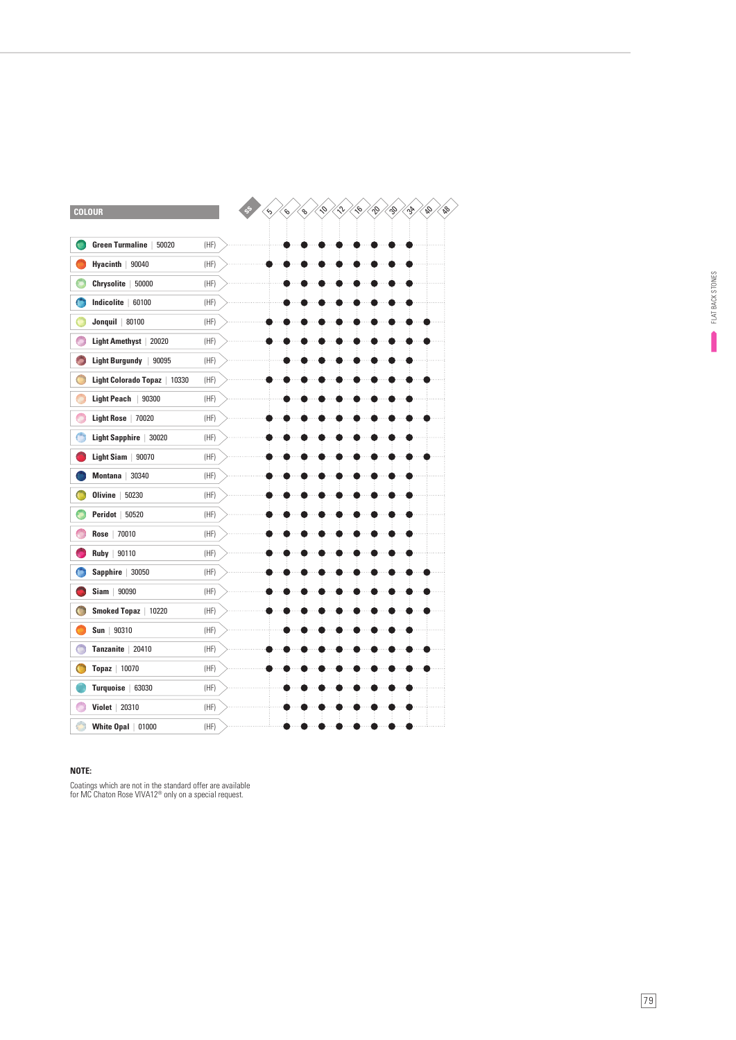| COLOUR | | SS 5 | 6 | 8 | 10 | 12 | 16 | 20 | 30 | 34 | 40 | 48 |
|---|---|---|---|---|---|---|---|---|---|---|---|---|
| **Green Turmaline** \| 50020 | (HF) | | ● | ● | ● | ● | ● | ● | ● | ● | | |
| **Hyacinth** \| 90040 | (HF) | ● | ● | ● | ● | ● | ● | ● | ● | ● | | |
| **Chrysolite** \| 50000 | (HF) | | ● | ● | ● | ● | ● | ● | ● | ● | | |
| **Indicolite** \| 60100 | (HF) | | ● | ● | ● | ● | ● | ● | ● | ● | | |
| **Jonquil** \| 80100 | (HF) | ● | ● | ● | ● | ● | ● | ● | ● | ● | ● | |
| **Light Amethyst** \| 20020 | (HF) | ● | ● | ● | ● | ● | ● | ● | ● | ● | ● | |
| **Light Burgundy** \| 90095 | (HF) | | ● | ● | ● | ● | ● | ● | ● | ● | | |
| **Light Colorado Topaz** \| 10330 | (HF) | ● | ● | ● | ● | ● | ● | ● | ● | ● | ● | |
| **Light Peach** \| 90300 | (HF) | | ● | ● | ● | ● | ● | ● | ● | ● | | |
| **Light Rose** \| 70020 | (HF) | ● | ● | ● | ● | ● | ● | ● | ● | ● | ● | |
| **Light Sapphire** \| 30020 | (HF) | ● | ● | ● | ● | ● | ● | ● | ● | ● | | |
| **Light Siam** \| 90070 | (HF) | ● | ● | ● | ● | ● | ● | ● | ● | ● | ● | |
| **Montana** \| 30340 | (HF) | ● | ● | ● | ● | ● | ● | ● | ● | ● | | |
| **Olivine** \| 50230 | (HF) | ● | ● | ● | ● | ● | ● | ● | ● | ● | | |
| **Peridot** \| 50520 | (HF) | ● | ● | ● | ● | ● | ● | ● | ● | ● | | |
| **Rose** \| 70010 | (HF) | ● | ● | ● | ● | ● | ● | ● | ● | ● | | |
| **Ruby** \| 90110 | (HF) | ● | ● | ● | ● | ● | ● | ● | ● | ● | | |
| **Sapphire** \| 30050 | (HF) | ● | ● | ● | ● | ● | ● | ● | ● | ● | ● | |
| **Siam** \| 90090 | (HF) | ● | ● | ● | ● | ● | ● | ● | ● | ● | ● | |
| **Smoked Topaz** \| 10220 | (HF) | ● | ● | ● | ● | ● | ● | ● | ● | ● | ● | |
| **Sun** \| 90310 | (HF) | | ● | ● | ● | ● | ● | ● | ● | ● | | |
| **Tanzanite** \| 20410 | (HF) | ● | ● | ● | ● | ● | ● | ● | ● | ● | ● | |
| **Topaz** \| 10070 | (HF) | ● | ● | ● | ● | ● | ● | ● | ● | ● | ● | |
| **Turquoise** \| 63030 | (HF) | | ● | ● | ● | ● | ● | ● | ● | ● | | |
| **Violet** \| 20310 | (HF) | | ● | ● | ● | ● | ● | ● | ● | ● | | |
| **White Opal** \| 01000 | (HF) | | ● | ● | ● | ● | ● | ● | ● | ● | | |

**NOTE:**

Coatings which are not in the standard offer are available for MC Chaton Rose VIVA12® only on a special request.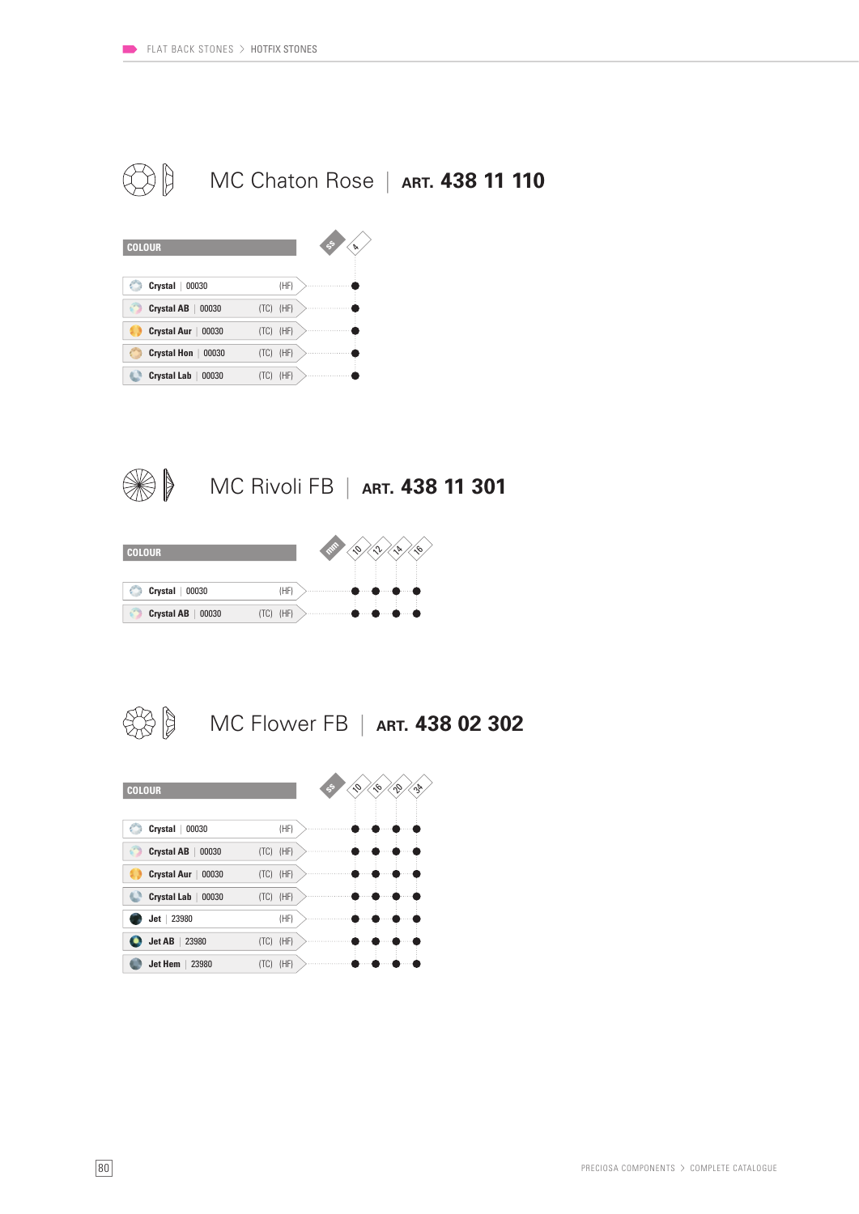## MC Chaton Rose | ART. 438 11 110

| COLOUR | | | SS 4 |
|---|---|---|---|
| Crystal \| 00030 | | (HF) | ● |
| Crystal AB \| 00030 | (TC) | (HF) | ● |
| Crystal Aur \| 00030 | (TC) | (HF) | ● |
| Crystal Hon \| 00030 | (TC) | (HF) | ● |
| Crystal Lab \| 00030 | (TC) | (HF) | ● |

## MC Rivoli FB | ART. 438 11 301

| COLOUR | | | mm 10 | 12 | 14 | 16 |
|---|---|---|---|---|---|---|
| Crystal \| 00030 | | (HF) | ● | ● | ● | ● |
| Crystal AB \| 00030 | (TC) | (HF) | ● | ● | ● | ● |

## MC Flower FB | ART. 438 02 302

| COLOUR | | | SS 10 | 16 | 20 | 34 |
|---|---|---|---|---|---|---|
| Crystal \| 00030 | | (HF) | ● | ● | ● | ● |
| Crystal AB \| 00030 | (TC) | (HF) | ● | ● | ● | ● |
| Crystal Aur \| 00030 | (TC) | (HF) | ● | ● | ● | ● |
| Crystal Lab \| 00030 | (TC) | (HF) | ● | ● | ● | ● |
| Jet \| 23980 | | (HF) | ● | ● | ● | ● |
| Jet AB \| 23980 | (TC) | (HF) | ● | ● | ● | ● |
| Jet Hem \| 23980 | (TC) | (HF) | ● | ● | ● | ● |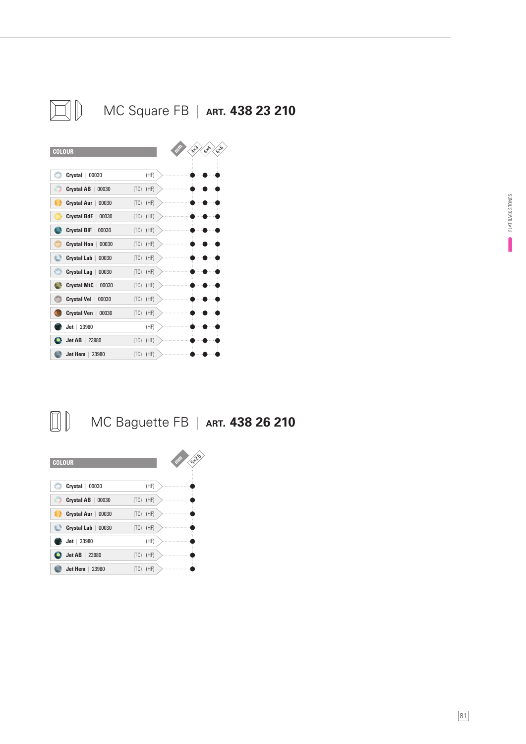# MC Square FB | ART. 438 23 210

| COLOUR | | | | mm 3×3 | 4×4 | 6×6 |
|---|---|---|---|---|---|---|
| Crystal \| 00030 | | (HF) | | ● | ● | ● |
| Crystal AB \| 00030 | (TC) | (HF) | | ● | ● | ● |
| Crystal Aur \| 00030 | (TC) | (HF) | | ● | ● | ● |
| Crystal BdF \| 00030 | (TC) | (HF) | | ● | ● | ● |
| Crystal BlF \| 00030 | (TC) | (HF) | | ● | ● | ● |
| Crystal Hon \| 00030 | (TC) | (HF) | | ● | ● | ● |
| Crystal Lab \| 00030 | (TC) | (HF) | | ● | ● | ● |
| Crystal Lag \| 00030 | (TC) | (HF) | | ● | ● | ● |
| Crystal MtC \| 00030 | (TC) | (HF) | | ● | ● | ● |
| Crystal Vel \| 00030 | (TC) | (HF) | | ● | ● | ● |
| Crystal Ven \| 00030 | (TC) | (HF) | | ● | ● | ● |
| Jet \| 23980 | | (HF) | | ● | ● | ● |
| Jet AB \| 23980 | (TC) | (HF) | | ● | ● | ● |
| Jet Hem \| 23980 | (TC) | (HF) | | ● | ● | ● |

# MC Baguette FB | ART. 438 26 210

| COLOUR | | | | mm 5×2.5 |
|---|---|---|---|---|
| Crystal \| 00030 | | (HF) | | ● |
| Crystal AB \| 00030 | (TC) | (HF) | | ● |
| Crystal Aur \| 00030 | (TC) | (HF) | | ● |
| Crystal Lab \| 00030 | (TC) | (HF) | | ● |
| Jet \| 23980 | | (HF) | | ● |
| Jet AB \| 23980 | (TC) | (HF) | | ● |
| Jet Hem \| 23980 | (TC) | (HF) | | ● |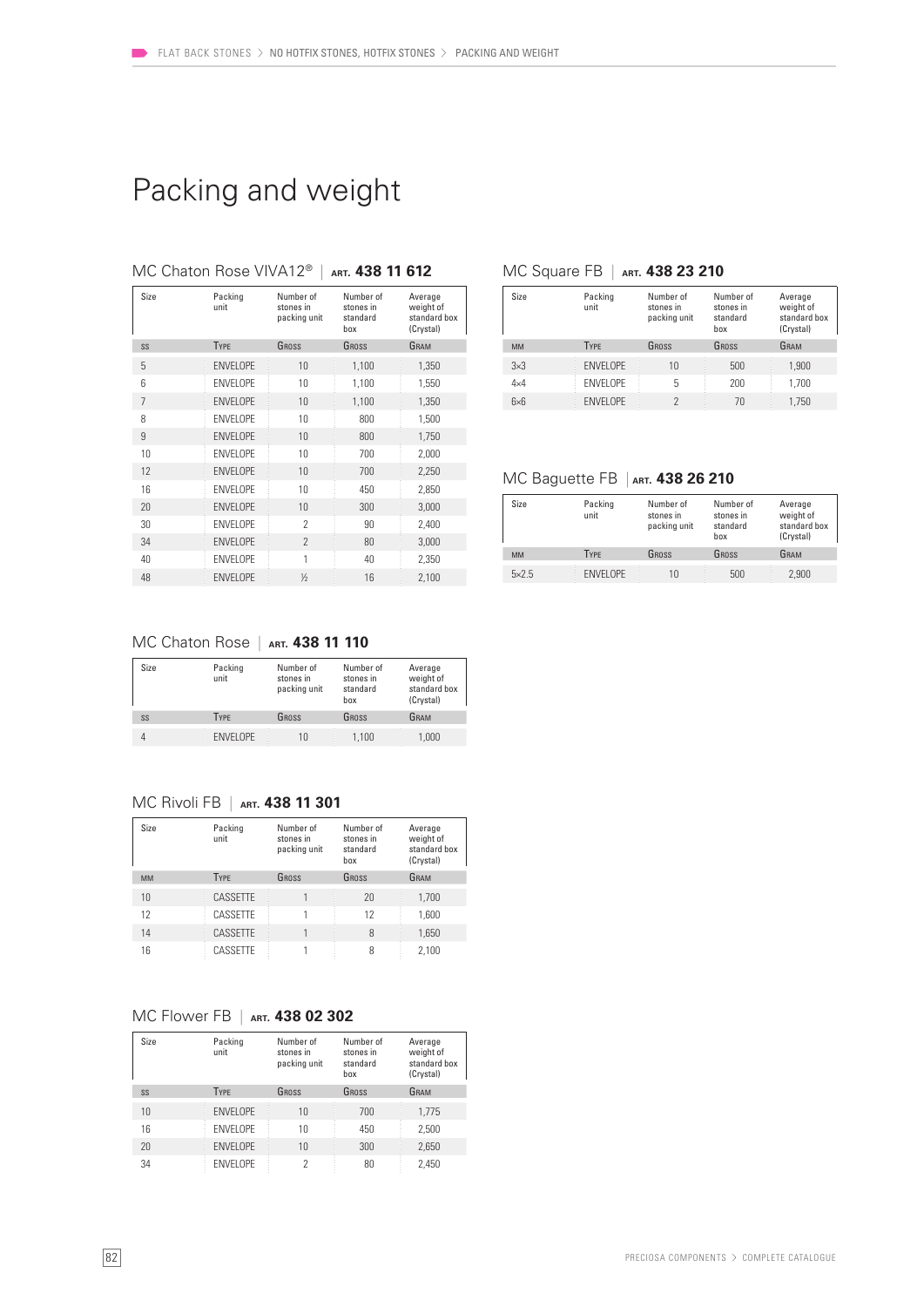# Packing and weight

## MC Chaton Rose VIVA12® | ART. 438 11 612

| Size | Packing unit | Number of stones in packing unit | Number of stones in standard box | Average weight of standard box (Crystal) |
|---|---|---|---|---|
| SS | TYPE | GROSS | GROSS | GRAM |
| 5 | ENVELOPE | 10 | 1,100 | 1,350 |
| 6 | ENVELOPE | 10 | 1,100 | 1,550 |
| 7 | ENVELOPE | 10 | 1,100 | 1,350 |
| 8 | ENVELOPE | 10 | 800 | 1,500 |
| 9 | ENVELOPE | 10 | 800 | 1,750 |
| 10 | ENVELOPE | 10 | 700 | 2,000 |
| 12 | ENVELOPE | 10 | 700 | 2,250 |
| 16 | ENVELOPE | 10 | 450 | 2,850 |
| 20 | ENVELOPE | 10 | 300 | 3,000 |
| 30 | ENVELOPE | 2 | 90 | 2,400 |
| 34 | ENVELOPE | 2 | 80 | 3,000 |
| 40 | ENVELOPE | 1 | 40 | 2,350 |
| 48 | ENVELOPE | ½ | 16 | 2,100 |

## MC Chaton Rose | ART. 438 11 110

| Size | Packing unit | Number of stones in packing unit | Number of stones in standard box | Average weight of standard box (Crystal) |
|---|---|---|---|---|
| SS | TYPE | GROSS | GROSS | GRAM |
| 4 | ENVELOPE | 10 | 1,100 | 1,000 |

## MC Rivoli FB | ART. 438 11 301

| Size | Packing unit | Number of stones in packing unit | Number of stones in standard box | Average weight of standard box (Crystal) |
|---|---|---|---|---|
| MM | TYPE | GROSS | GROSS | GRAM |
| 10 | CASSETTE | 1 | 20 | 1,700 |
| 12 | CASSETTE | 1 | 12 | 1,600 |
| 14 | CASSETTE | 1 | 8 | 1,650 |
| 16 | CASSETTE | 1 | 8 | 2,100 |

## MC Flower FB | ART. 438 02 302

| Size | Packing unit | Number of stones in packing unit | Number of stones in standard box | Average weight of standard box (Crystal) |
|---|---|---|---|---|
| SS | TYPE | GROSS | GROSS | GRAM |
| 10 | ENVELOPE | 10 | 700 | 1,775 |
| 16 | ENVELOPE | 10 | 450 | 2,500 |
| 20 | ENVELOPE | 10 | 300 | 2,650 |
| 34 | ENVELOPE | 2 | 80 | 2,450 |

## MC Square FB | ART. 438 23 210

| Size | Packing unit | Number of stones in packing unit | Number of stones in standard box | Average weight of standard box (Crystal) |
|---|---|---|---|---|
| MM | TYPE | GROSS | GROSS | GRAM |
| 3×3 | ENVELOPE | 10 | 500 | 1,900 |
| 4×4 | ENVELOPE | 5 | 200 | 1,700 |
| 6×6 | ENVELOPE | 2 | 70 | 1,750 |

## MC Baguette FB | ART. 438 26 210

| Size | Packing unit | Number of stones in packing unit | Number of stones in standard box | Average weight of standard box (Crystal) |
|---|---|---|---|---|
| MM | TYPE | GROSS | GROSS | GRAM |
| 5×2.5 | ENVELOPE | 10 | 500 | 2,900 |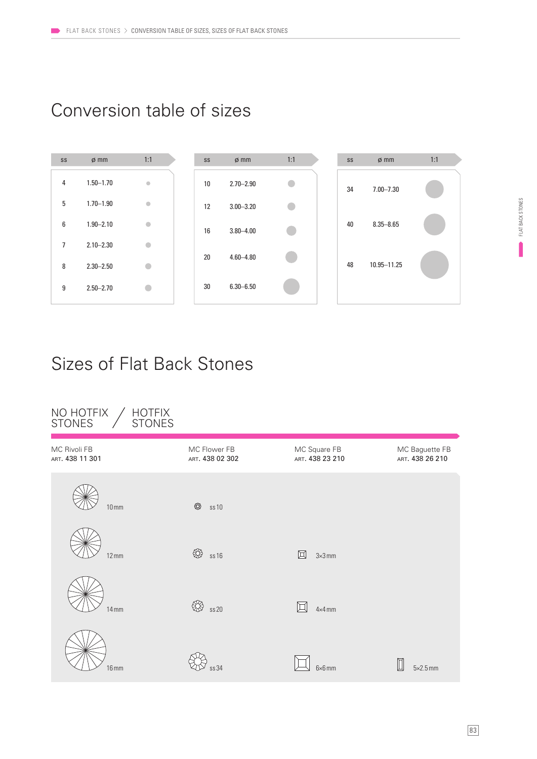# Conversion table of sizes

| ss | ø mm | 1:1 |
|---|---|---|
| 4 | 1.50–1.70 | |
| 5 | 1.70–1.90 | |
| 6 | 1.90–2.10 | |
| 7 | 2.10–2.30 | |
| 8 | 2.30–2.50 | |
| 9 | 2.50–2.70 | |

| ss | ø mm | 1:1 |
|---|---|---|
| 10 | 2.70–2.90 | |
| 12 | 3.00–3.20 | |
| 16 | 3.80–4.00 | |
| 20 | 4.60–4.80 | |
| 30 | 6.30–6.50 | |

| ss | ø mm | 1:1 |
|---|---|---|
| 34 | 7.00–7.30 | |
| 40 | 8.35–8.65 | |
| 48 | 10.95–11.25 | |

# Sizes of Flat Back Stones

NO HOTFIX STONES / HOTFIX STONES

| MC Rivoli FB<br>ART. 438 11 301 | MC Flower FB<br>ART. 438 02 302 | MC Square FB<br>ART. 438 23 210 | MC Baguette FB<br>ART. 438 26 210 |
|---|---|---|---|
| 10 mm | ss 10 | | |
| 12 mm | ss 16 | 3×3 mm | |
| 14 mm | ss 20 | 4×4 mm | |
| 16 mm | ss 34 | 6×6 mm | 5×2.5 mm |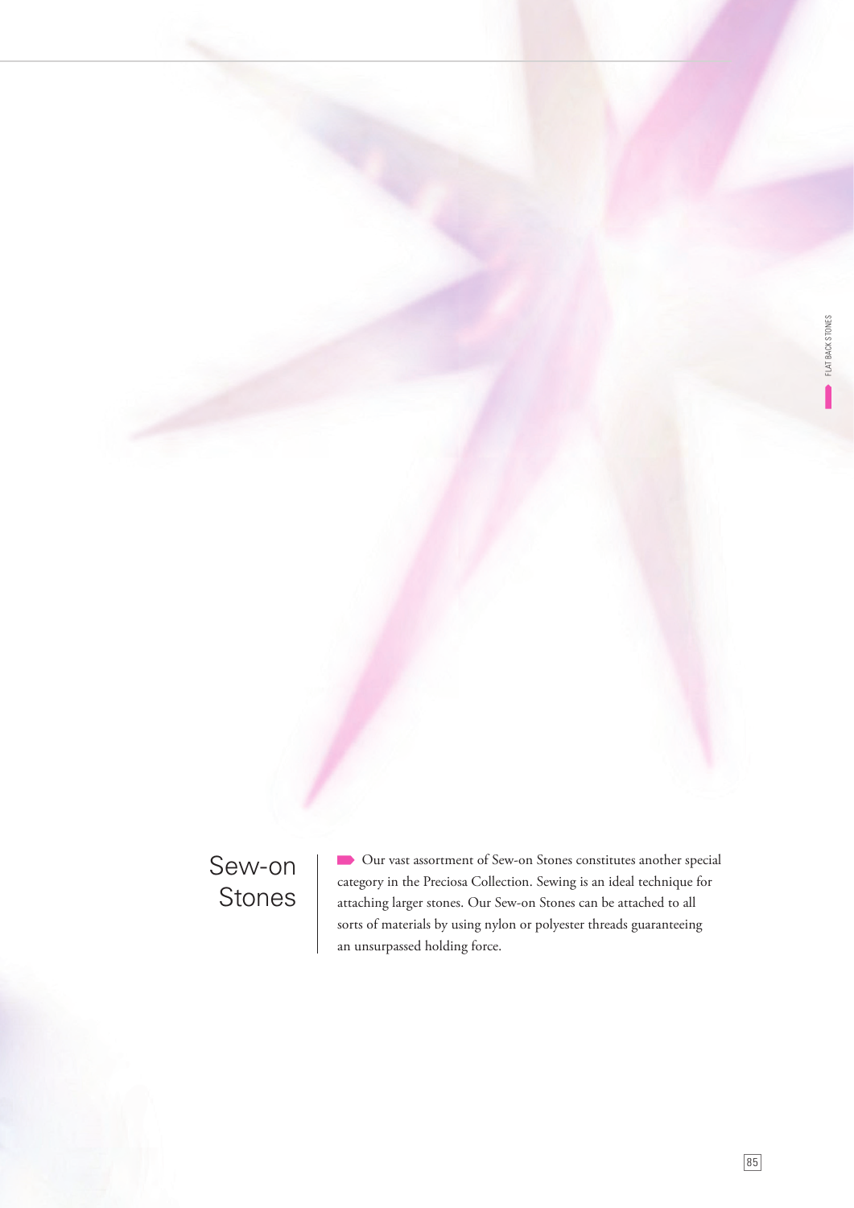## Sew-on Stones

Our vast assortment of Sew-on Stones constitutes another special category in the Preciosa Collection. Sewing is an ideal technique for attaching larger stones. Our Sew-on Stones can be attached to all sorts of materials by using nylon or polyester threads guaranteeing an unsurpassed holding force.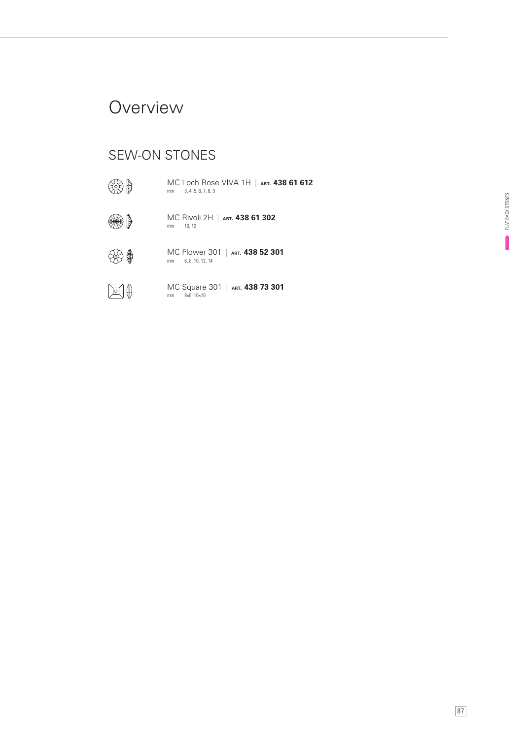# Overview

## SEW-ON STONES

MC Loch Rose VIVA 1H | ART. **438 61 612**
mm 3, 4, 5, 6, 7, 8, 9

MC Rivoli 2H | ART. **438 61 302**
mm 10, 12

MC Flower 301 | ART. **438 52 301**
mm 6, 8, 10, 12, 14

MC Square 301 | ART. **438 73 301**
mm 8×8, 10×10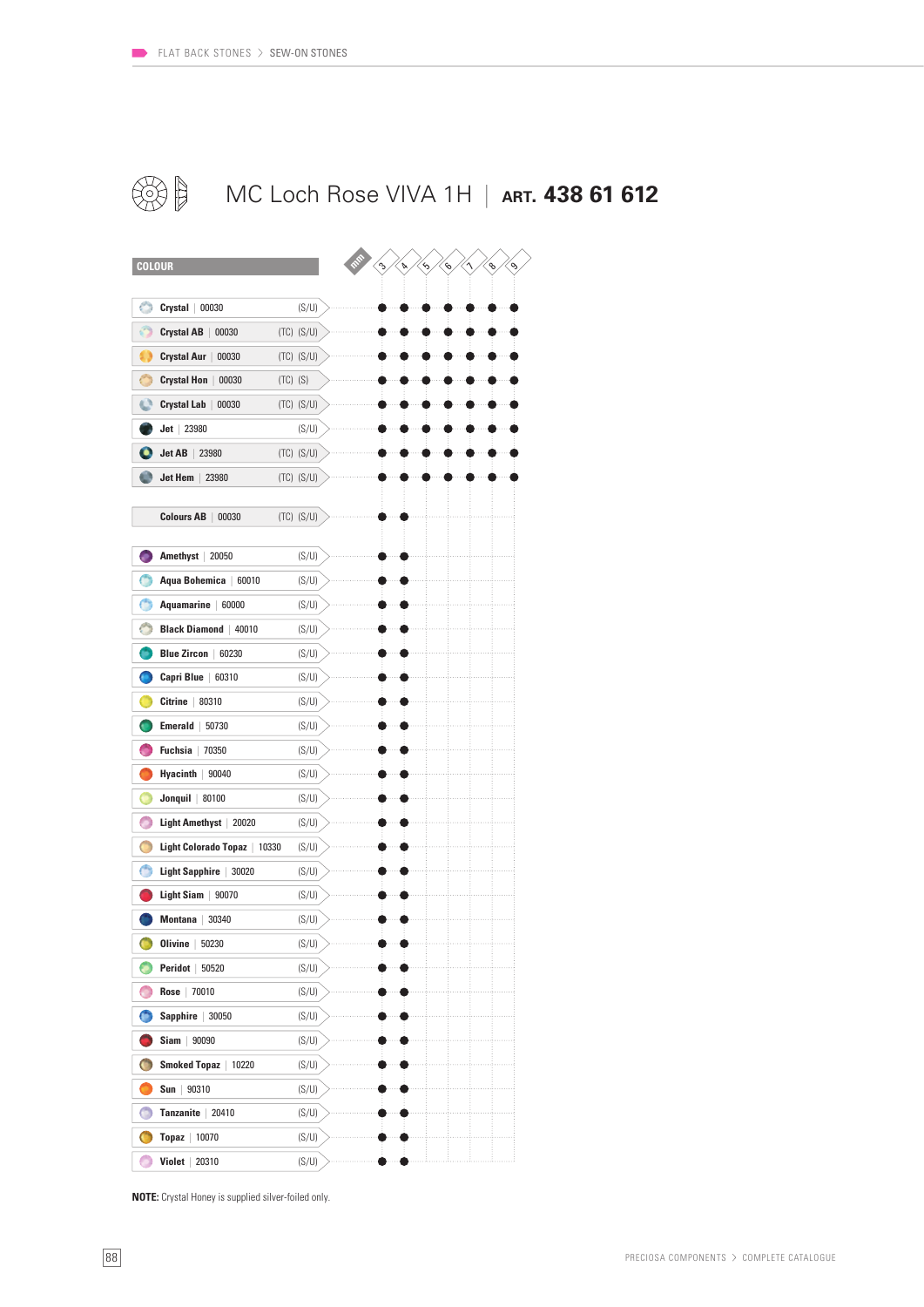FLAT BACK STONES > SEW-ON STONES

# MC Loch Rose VIVA 1H | ART. 438 61 612

| COLOUR | | 3 | 4 | 5 | 6 | 7 | 8 | 9 |
|---|---|---|---|---|---|---|---|---|
| Crystal \| 00030 | (S/U) | ● | ● | ● | ● | ● | ● | ● |
| Crystal AB \| 00030 | (TC) (S/U) | ● | ● | ● | ● | ● | ● | ● |
| Crystal Aur \| 00030 | (TC) (S/U) | ● | ● | ● | ● | ● | ● | ● |
| Crystal Hon \| 00030 | (TC) (S) | ● | ● | ● | ● | ● | ● | ● |
| Crystal Lab \| 00030 | (TC) (S/U) | ● | ● | ● | ● | ● | ● | ● |
| Jet \| 23980 | (S/U) | ● | ● | ● | ● | ● | ● | ● |
| Jet AB \| 23980 | (TC) (S/U) | ● | ● | ● | ● | ● | ● | ● |
| Jet Hem \| 23980 | (TC) (S/U) | ● | ● | ● | ● | ● | ● | ● |
| Colours AB \| 00030 | (TC) (S/U) | ● | ● | | | | | |
| Amethyst \| 20050 | (S/U) | ● | ● | | | | | |
| Aqua Bohemica \| 60010 | (S/U) | ● | ● | | | | | |
| Aquamarine \| 60000 | (S/U) | ● | ● | | | | | |
| Black Diamond \| 40010 | (S/U) | ● | ● | | | | | |
| Blue Zircon \| 60230 | (S/U) | ● | ● | | | | | |
| Capri Blue \| 60310 | (S/U) | ● | ● | | | | | |
| Citrine \| 80310 | (S/U) | ● | ● | | | | | |
| Emerald \| 50730 | (S/U) | ● | ● | | | | | |
| Fuchsia \| 70350 | (S/U) | ● | ● | | | | | |
| Hyacinth \| 90040 | (S/U) | ● | ● | | | | | |
| Jonquil \| 80100 | (S/U) | ● | ● | | | | | |
| Light Amethyst \| 20020 | (S/U) | ● | ● | | | | | |
| Light Colorado Topaz \| 10330 | (S/U) | ● | ● | | | | | |
| Light Sapphire \| 30020 | (S/U) | ● | ● | | | | | |
| Light Siam \| 90070 | (S/U) | ● | ● | | | | | |
| Montana \| 30340 | (S/U) | ● | ● | | | | | |
| Olivine \| 50230 | (S/U) | ● | ● | | | | | |
| Peridot \| 50520 | (S/U) | ● | ● | | | | | |
| Rose \| 70010 | (S/U) | ● | ● | | | | | |
| Sapphire \| 30050 | (S/U) | ● | ● | | | | | |
| Siam \| 90090 | (S/U) | ● | ● | | | | | |
| Smoked Topaz \| 10220 | (S/U) | ● | ● | | | | | |
| Sun \| 90310 | (S/U) | ● | ● | | | | | |
| Tanzanite \| 20410 | (S/U) | ● | ● | | | | | |
| Topaz \| 10070 | (S/U) | ● | ● | | | | | |
| Violet \| 20310 | (S/U) | ● | ● | | | | | |

**NOTE:** Crystal Honey is supplied silver-foiled only.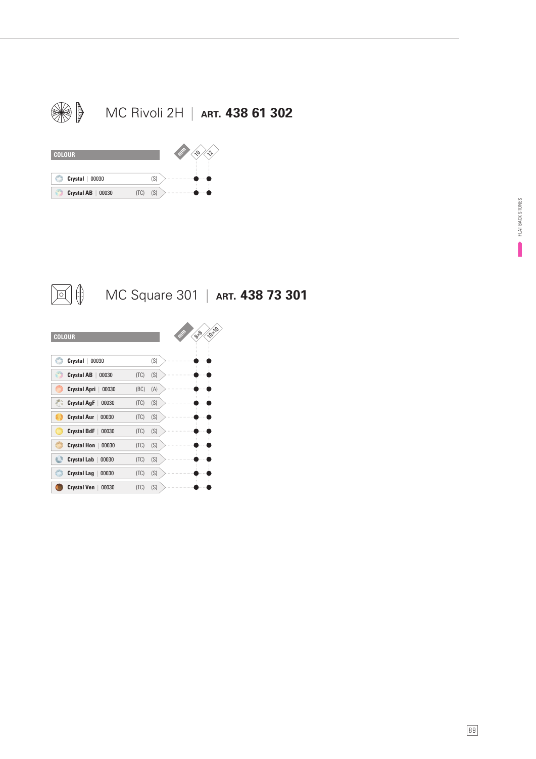## MC Rivoli 2H | ART. 438 61 302

| COLOUR | | | mm 10 | 12 |
|---|---|---|---|---|
| Crystal \| 00030 | | (S) | ● | ● |
| Crystal AB \| 00030 | (TC) | (S) | ● | ● |

## MC Square 301 | ART. 438 73 301

| COLOUR | | | mm 8×8 | 10×10 |
|---|---|---|---|---|
| Crystal \| 00030 | | (S) | ● | ● |
| Crystal AB \| 00030 | (TC) | (S) | ● | ● |
| Crystal Apri \| 00030 | (BC) | (A) | ● | ● |
| Crystal AgF \| 00030 | (TC) | (S) | ● | ● |
| Crystal Aur \| 00030 | (TC) | (S) | ● | ● |
| Crystal BdF \| 00030 | (TC) | (S) | ● | ● |
| Crystal Hon \| 00030 | (TC) | (S) | ● | ● |
| Crystal Lab \| 00030 | (TC) | (S) | ● | ● |
| Crystal Lag \| 00030 | (TC) | (S) | ● | ● |
| Crystal Ven \| 00030 | (TC) | (S) | ● | ● |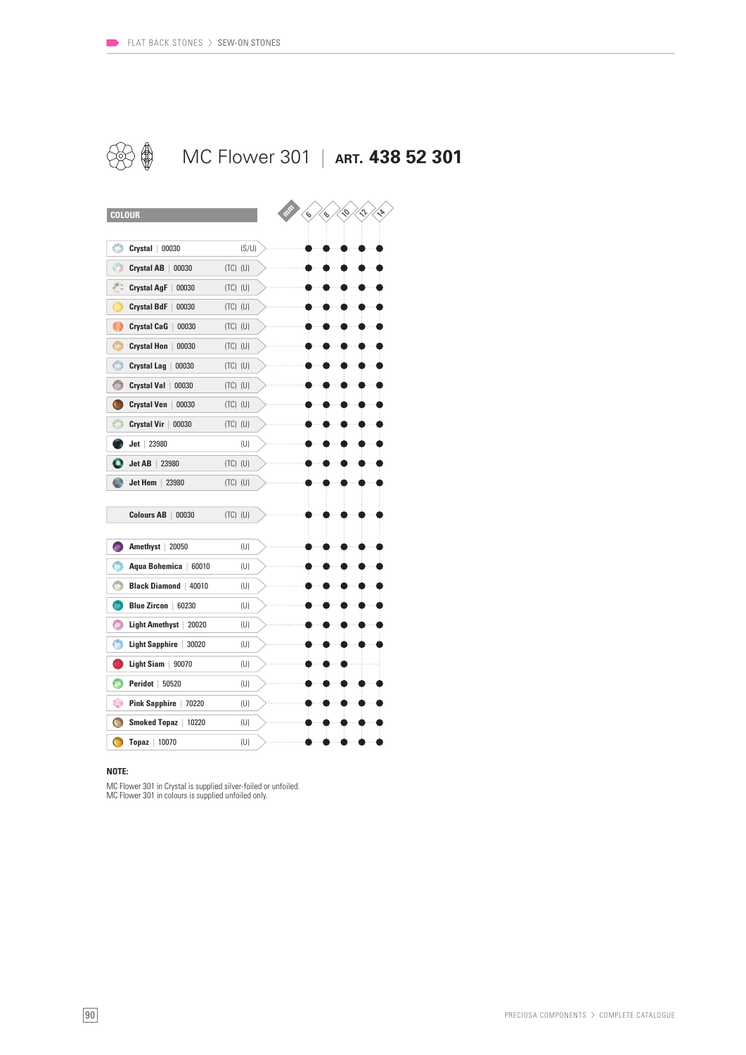# MC Flower 301 | ART. 438 52 301

| COLOUR | | 6 | 8 | 10 | 12 | 14 |
|---|---|---|---|---|---|---|
| **Crystal** \| 00030 | (S/U) | ● | ● | ● | ● | ● |
| **Crystal AB** \| 00030 | (TC) (U) | ● | ● | ● | ● | ● |
| **Crystal AgF** \| 00030 | (TC) (U) | ● | ● | ● | ● | ● |
| **Crystal BdF** \| 00030 | (TC) (U) | ● | ● | ● | ● | ● |
| **Crystal CaG** \| 00030 | (TC) (U) | ● | ● | ● | ● | ● |
| **Crystal Hon** \| 00030 | (TC) (U) | ● | ● | ● | ● | ● |
| **Crystal Lag** \| 00030 | (TC) (U) | ● | ● | ● | ● | ● |
| **Crystal Val** \| 00030 | (TC) (U) | ● | ● | ● | ● | ● |
| **Crystal Ven** \| 00030 | (TC) (U) | ● | ● | ● | ● | ● |
| **Crystal Vir** \| 00030 | (TC) (U) | ● | ● | ● | ● | ● |
| **Jet** \| 23980 | (U) | ● | ● | ● | ● | ● |
| **Jet AB** \| 23980 | (TC) (U) | ● | ● | ● | ● | ● |
| **Jet Hem** \| 23980 | (TC) (U) | ● | ● | ● | ● | ● |
| **Colours AB** \| 00030 | (TC) (U) | ● | ● | ● | ● | ● |
| **Amethyst** \| 20050 | (U) | ● | ● | ● | ● | ● |
| **Aqua Bohemica** \| 60010 | (U) | ● | ● | ● | ● | ● |
| **Black Diamond** \| 40010 | (U) | ● | ● | ● | ● | ● |
| **Blue Zircon** \| 60230 | (U) | ● | ● | ● | ● | ● |
| **Light Amethyst** \| 20020 | (U) | ● | ● | ● | ● | ● |
| **Light Sapphire** \| 30020 | (U) | ● | ● | ● | ● | ● |
| **Light Siam** \| 90070 | (U) | ● | ● | ● | | |
| **Peridot** \| 50520 | (U) | ● | ● | ● | ● | ● |
| **Pink Sapphire** \| 70220 | (U) | ● | ● | ● | ● | ● |
| **Smoked Topaz** \| 10220 | (U) | ● | ● | ● | ● | ● |
| **Topaz** \| 10070 | (U) | ● | ● | ● | ● | ● |

**NOTE:**

MC Flower 301 in Crystal is supplied silver-foiled or unfoiled.
MC Flower 301 in colours is supplied unfoiled only.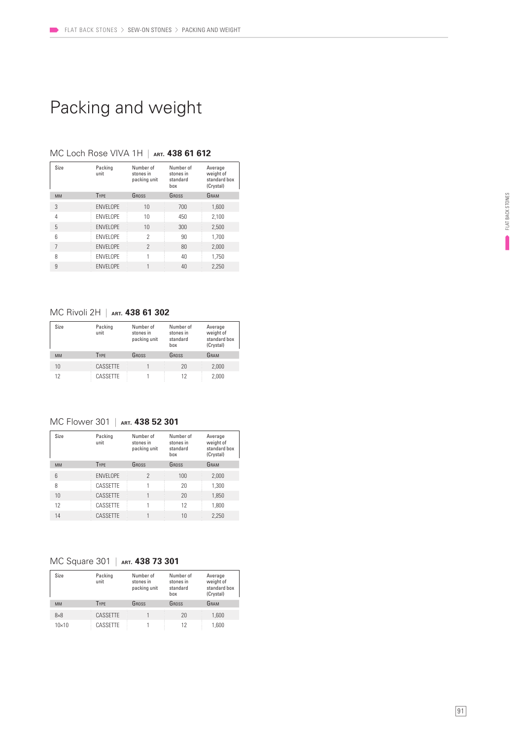# Packing and weight

## MC Loch Rose VIVA 1H | ART. **438 61 612**

| Size | Packing unit | Number of stones in packing unit | Number of stones in standard box | Average weight of standard box (Crystal) |
|---|---|---|---|---|
| MM | TYPE | GROSS | GROSS | GRAM |
| 3 | ENVELOPE | 10 | 700 | 1,600 |
| 4 | ENVELOPE | 10 | 450 | 2,100 |
| 5 | ENVELOPE | 10 | 300 | 2,500 |
| 6 | ENVELOPE | 2 | 90 | 1,700 |
| 7 | ENVELOPE | 2 | 80 | 2,000 |
| 8 | ENVELOPE | 1 | 40 | 1,750 |
| 9 | ENVELOPE | 1 | 40 | 2,250 |

## MC Rivoli 2H | ART. **438 61 302**

| Size | Packing unit | Number of stones in packing unit | Number of stones in standard box | Average weight of standard box (Crystal) |
|---|---|---|---|---|
| MM | TYPE | GROSS | GROSS | GRAM |
| 10 | CASSETTE | 1 | 20 | 2,000 |
| 12 | CASSETTE | 1 | 12 | 2,000 |

## MC Flower 301 | ART. **438 52 301**

| Size | Packing unit | Number of stones in packing unit | Number of stones in standard box | Average weight of standard box (Crystal) |
|---|---|---|---|---|
| MM | TYPE | GROSS | GROSS | GRAM |
| 6 | ENVELOPE | 2 | 100 | 2,000 |
| 8 | CASSETTE | 1 | 20 | 1,300 |
| 10 | CASSETTE | 1 | 20 | 1,850 |
| 12 | CASSETTE | 1 | 12 | 1,800 |
| 14 | CASSETTE | 1 | 10 | 2,250 |

## MC Square 301 | ART. **438 73 301**

| Size | Packing unit | Number of stones in packing unit | Number of stones in standard box | Average weight of standard box (Crystal) |
|---|---|---|---|---|
| MM | TYPE | GROSS | GROSS | GRAM |
| 8×8 | CASSETTE | 1 | 20 | 1,600 |
| 10×10 | CASSETTE | 1 | 12 | 1,600 |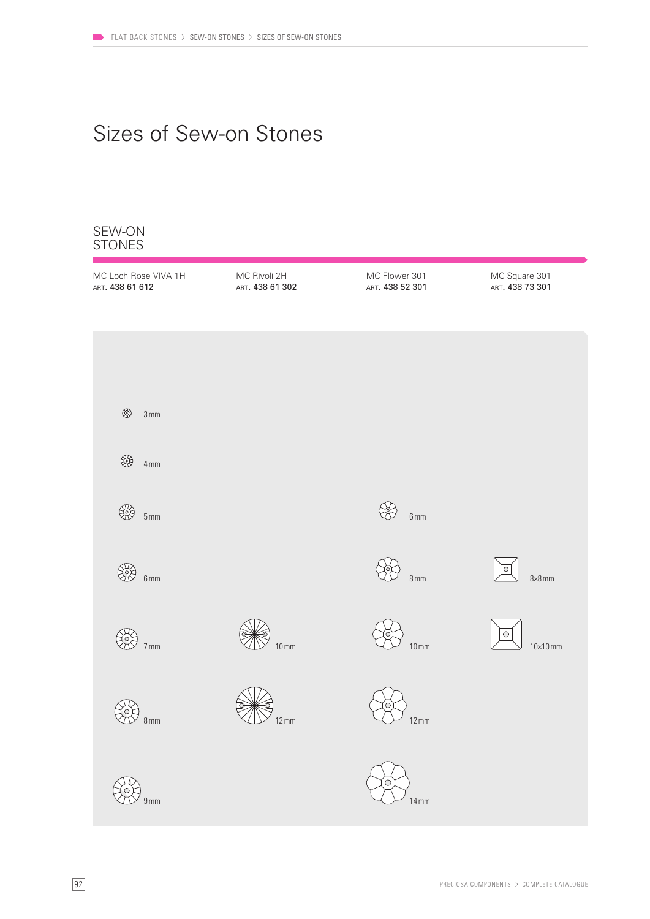# Sizes of Sew-on Stones

## SEW-ON STONES

| MC Loch Rose VIVA 1H ART. 438 61 612 | MC Rivoli 2H ART. 438 61 302 | MC Flower 301 ART. 438 52 301 | MC Square 301 ART. 438 73 301 |
|---|---|---|---|
| 3mm | | | |
| 4mm | | | |
| 5mm | | 6mm | |
| 6mm | | 8mm | 8×8mm |
| 7mm | 10mm | 10mm | 10×10mm |
| 8mm | 12mm | 12mm | |
| 9mm | | 14mm | |